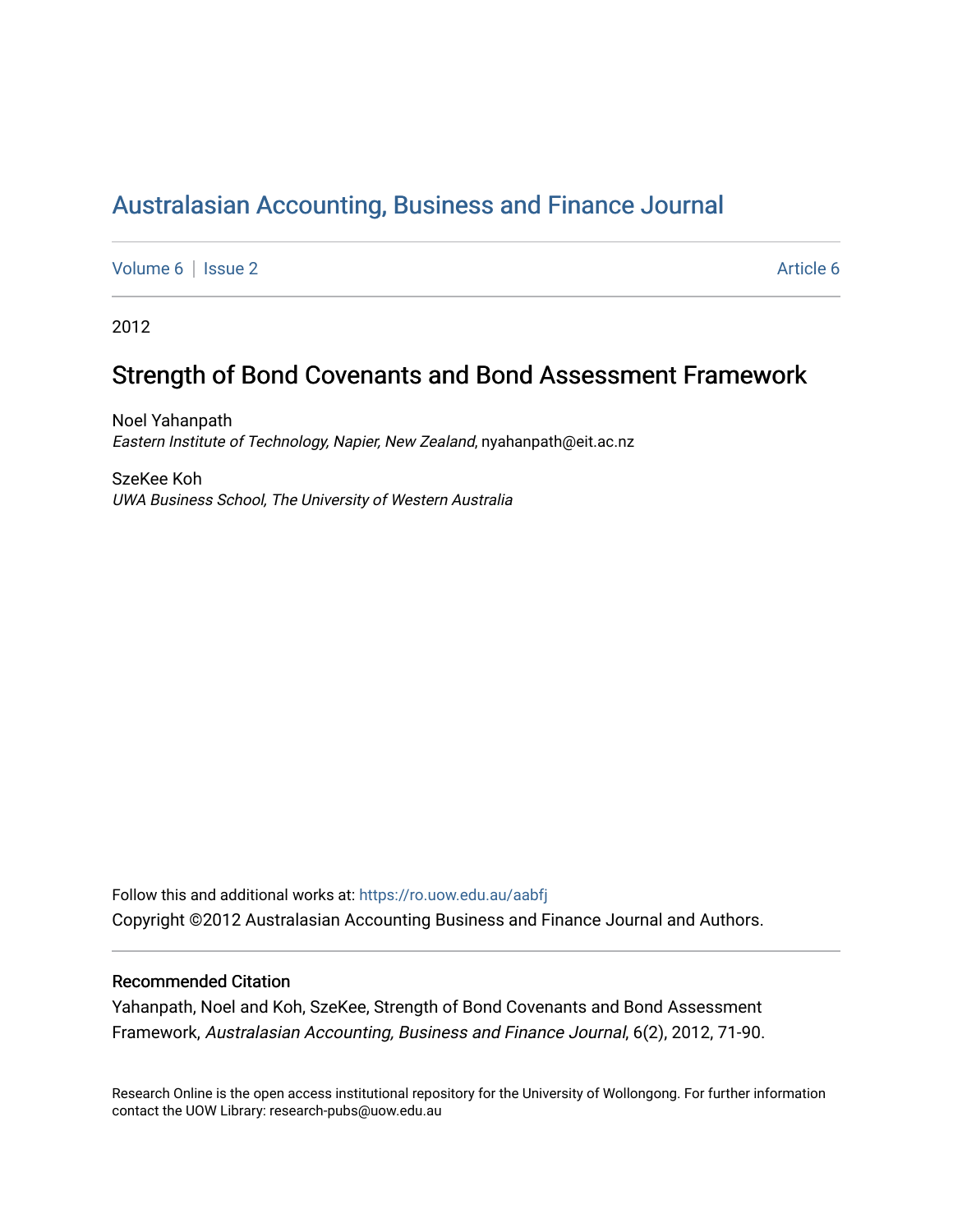# Australasian Accounting, Business and Finance Journal

Volume 6 | Issue 2 Article 6

2012

## Strength of Bond Covenants and Bond Assessment Framework

Noel Yahanpath
*Eastern Institute of Technology, Napier, New Zealand*, nyahanpath@eit.ac.nz

SzeKee Koh
*UWA Business School, The University of Western Australia*

Follow this and additional works at: https://ro.uow.edu.au/aabfj

Copyright ©2012 Australasian Accounting Business and Finance Journal and Authors.

### Recommended Citation

Yahanpath, Noel and Koh, SzeKee, Strength of Bond Covenants and Bond Assessment Framework, *Australasian Accounting, Business and Finance Journal*, 6(2), 2012, 71-90.

Research Online is the open access institutional repository for the University of Wollongong. For further information contact the UOW Library: research-pubs@uow.edu.au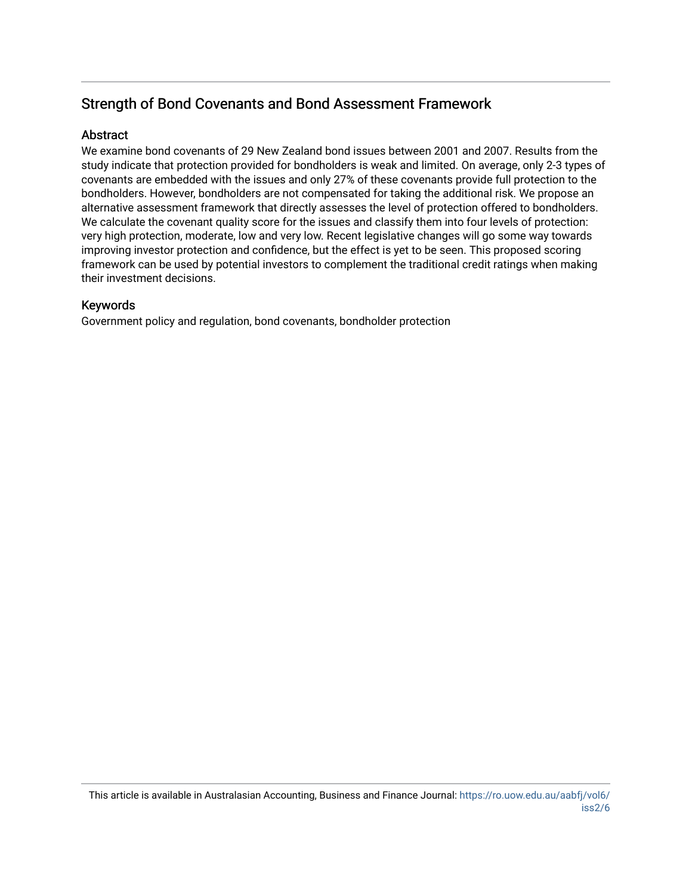## Strength of Bond Covenants and Bond Assessment Framework

### Abstract

We examine bond covenants of 29 New Zealand bond issues between 2001 and 2007. Results from the study indicate that protection provided for bondholders is weak and limited. On average, only 2-3 types of covenants are embedded with the issues and only 27% of these covenants provide full protection to the bondholders. However, bondholders are not compensated for taking the additional risk. We propose an alternative assessment framework that directly assesses the level of protection offered to bondholders. We calculate the covenant quality score for the issues and classify them into four levels of protection: very high protection, moderate, low and very low. Recent legislative changes will go some way towards improving investor protection and confidence, but the effect is yet to be seen. This proposed scoring framework can be used by potential investors to complement the traditional credit ratings when making their investment decisions.

### Keywords

Government policy and regulation, bond covenants, bondholder protection

This article is available in Australasian Accounting, Business and Finance Journal: https://ro.uow.edu.au/aabfj/vol6/iss2/6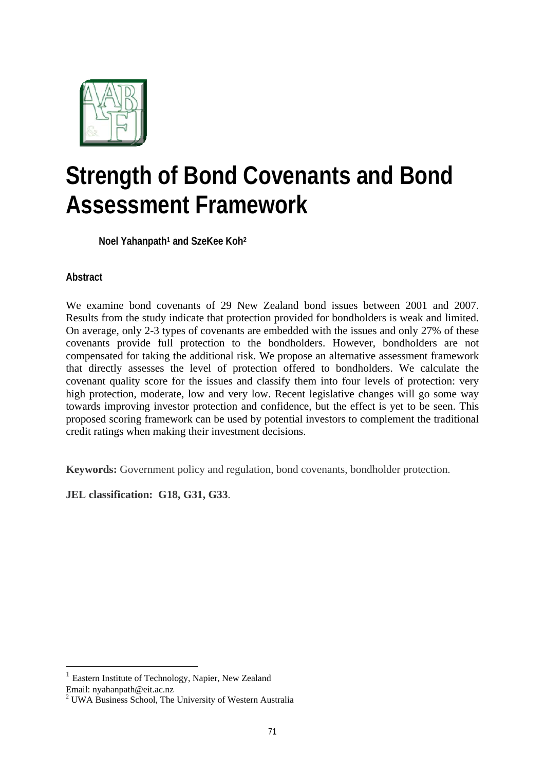# Strength of Bond Covenants and Bond Assessment Framework

**Noel Yahanpath[1] and SzeKee Koh[2]**

**Abstract**

We examine bond covenants of 29 New Zealand bond issues between 2001 and 2007. Results from the study indicate that protection provided for bondholders is weak and limited. On average, only 2-3 types of covenants are embedded with the issues and only 27% of these covenants provide full protection to the bondholders. However, bondholders are not compensated for taking the additional risk. We propose an alternative assessment framework that directly assesses the level of protection offered to bondholders. We calculate the covenant quality score for the issues and classify them into four levels of protection: very high protection, moderate, low and very low. Recent legislative changes will go some way towards improving investor protection and confidence, but the effect is yet to be seen. This proposed scoring framework can be used by potential investors to complement the traditional credit ratings when making their investment decisions.

**Keywords:** Government policy and regulation, bond covenants, bondholder protection.

**JEL classification: G18, G31, G33**.

---

[1] Eastern Institute of Technology, Napier, New Zealand
Email: nyahanpath@eit.ac.nz

[2] UWA Business School, The University of Western Australia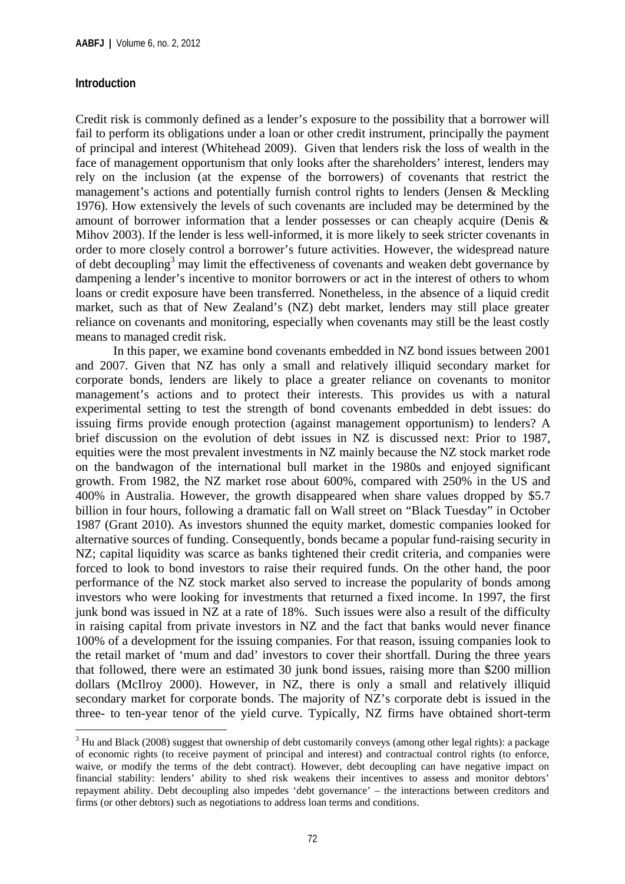## Introduction

Credit risk is commonly defined as a lender's exposure to the possibility that a borrower will fail to perform its obligations under a loan or other credit instrument, principally the payment of principal and interest (Whitehead 2009). Given that lenders risk the loss of wealth in the face of management opportunism that only looks after the shareholders' interest, lenders may rely on the inclusion (at the expense of the borrowers) of covenants that restrict the management's actions and potentially furnish control rights to lenders (Jensen & Meckling 1976). How extensively the levels of such covenants are included may be determined by the amount of borrower information that a lender possesses or can cheaply acquire (Denis & Mihov 2003). If the lender is less well-informed, it is more likely to seek stricter covenants in order to more closely control a borrower's future activities. However, the widespread nature of debt decoupling[3] may limit the effectiveness of covenants and weaken debt governance by dampening a lender's incentive to monitor borrowers or act in the interest of others to whom loans or credit exposure have been transferred. Nonetheless, in the absence of a liquid credit market, such as that of New Zealand's (NZ) debt market, lenders may still place greater reliance on covenants and monitoring, especially when covenants may still be the least costly means to managed credit risk.

In this paper, we examine bond covenants embedded in NZ bond issues between 2001 and 2007. Given that NZ has only a small and relatively illiquid secondary market for corporate bonds, lenders are likely to place a greater reliance on covenants to monitor management's actions and to protect their interests. This provides us with a natural experimental setting to test the strength of bond covenants embedded in debt issues: do issuing firms provide enough protection (against management opportunism) to lenders? A brief discussion on the evolution of debt issues in NZ is discussed next: Prior to 1987, equities were the most prevalent investments in NZ mainly because the NZ stock market rode on the bandwagon of the international bull market in the 1980s and enjoyed significant growth. From 1982, the NZ market rose about 600%, compared with 250% in the US and 400% in Australia. However, the growth disappeared when share values dropped by $5.7 billion in four hours, following a dramatic fall on Wall street on "Black Tuesday" in October 1987 (Grant 2010). As investors shunned the equity market, domestic companies looked for alternative sources of funding. Consequently, bonds became a popular fund-raising security in NZ; capital liquidity was scarce as banks tightened their credit criteria, and companies were forced to look to bond investors to raise their required funds. On the other hand, the poor performance of the NZ stock market also served to increase the popularity of bonds among investors who were looking for investments that returned a fixed income. In 1997, the first junk bond was issued in NZ at a rate of 18%. Such issues were also a result of the difficulty in raising capital from private investors in NZ and the fact that banks would never finance 100% of a development for the issuing companies. For that reason, issuing companies look to the retail market of 'mum and dad' investors to cover their shortfall. During the three years that followed, there were an estimated 30 junk bond issues, raising more than $200 million dollars (McIlroy 2000). However, in NZ, there is only a small and relatively illiquid secondary market for corporate bonds. The majority of NZ's corporate debt is issued in the three- to ten-year tenor of the yield curve. Typically, NZ firms have obtained short-term

[3] Hu and Black (2008) suggest that ownership of debt customarily conveys (among other legal rights): a package of economic rights (to receive payment of principal and interest) and contractual control rights (to enforce, waive, or modify the terms of the debt contract). However, debt decoupling can have negative impact on financial stability: lenders' ability to shed risk weakens their incentives to assess and monitor debtors' repayment ability. Debt decoupling also impedes 'debt governance' – the interactions between creditors and firms (or other debtors) such as negotiations to address loan terms and conditions.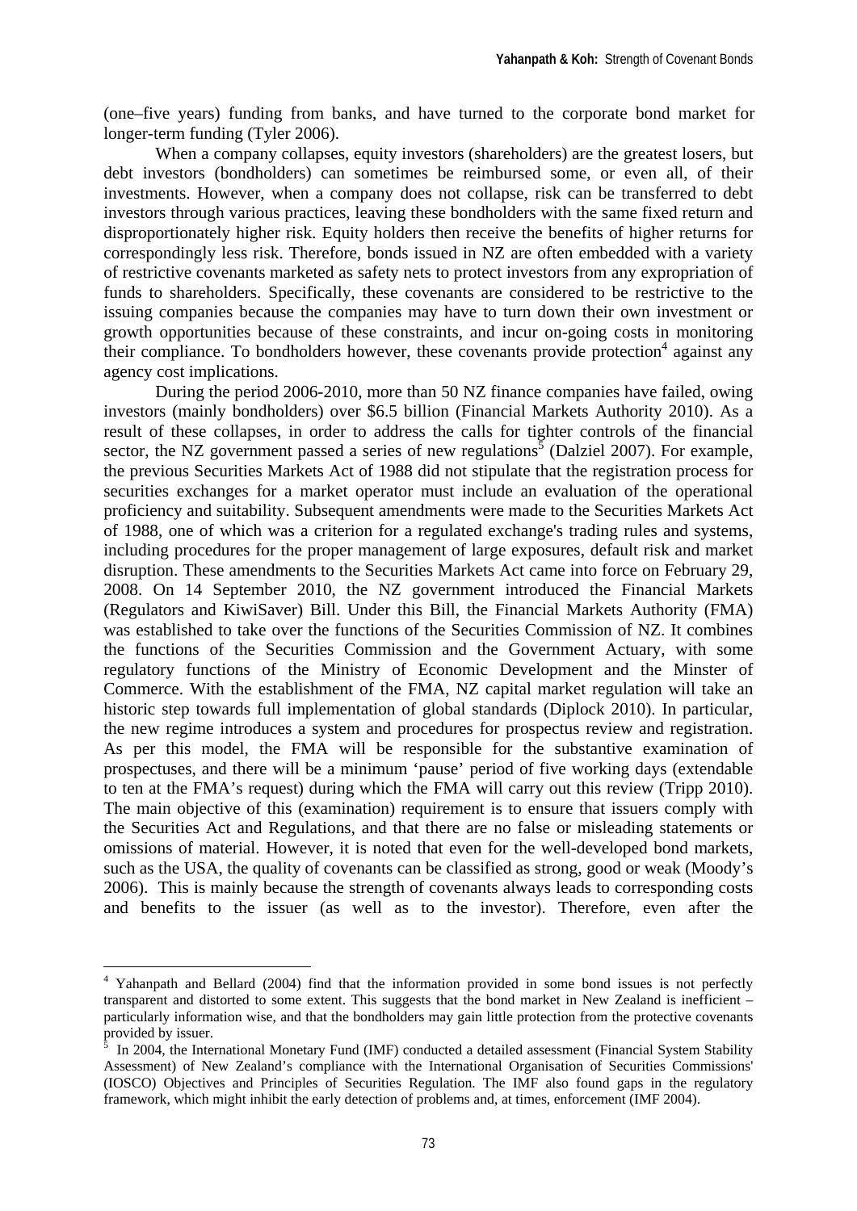(one–five years) funding from banks, and have turned to the corporate bond market for longer-term funding (Tyler 2006).

When a company collapses, equity investors (shareholders) are the greatest losers, but debt investors (bondholders) can sometimes be reimbursed some, or even all, of their investments. However, when a company does not collapse, risk can be transferred to debt investors through various practices, leaving these bondholders with the same fixed return and disproportionately higher risk. Equity holders then receive the benefits of higher returns for correspondingly less risk. Therefore, bonds issued in NZ are often embedded with a variety of restrictive covenants marketed as safety nets to protect investors from any expropriation of funds to shareholders. Specifically, these covenants are considered to be restrictive to the issuing companies because the companies may have to turn down their own investment or growth opportunities because of these constraints, and incur on-going costs in monitoring their compliance. To bondholders however, these covenants provide protection[4] against any agency cost implications.

During the period 2006-2010, more than 50 NZ finance companies have failed, owing investors (mainly bondholders) over \$6.5 billion (Financial Markets Authority 2010). As a result of these collapses, in order to address the calls for tighter controls of the financial sector, the NZ government passed a series of new regulations[5] (Dalziel 2007). For example, the previous Securities Markets Act of 1988 did not stipulate that the registration process for securities exchanges for a market operator must include an evaluation of the operational proficiency and suitability. Subsequent amendments were made to the Securities Markets Act of 1988, one of which was a criterion for a regulated exchange's trading rules and systems, including procedures for the proper management of large exposures, default risk and market disruption. These amendments to the Securities Markets Act came into force on February 29, 2008. On 14 September 2010, the NZ government introduced the Financial Markets (Regulators and KiwiSaver) Bill. Under this Bill, the Financial Markets Authority (FMA) was established to take over the functions of the Securities Commission of NZ. It combines the functions of the Securities Commission and the Government Actuary, with some regulatory functions of the Ministry of Economic Development and the Minster of Commerce. With the establishment of the FMA, NZ capital market regulation will take an historic step towards full implementation of global standards (Diplock 2010). In particular, the new regime introduces a system and procedures for prospectus review and registration. As per this model, the FMA will be responsible for the substantive examination of prospectuses, and there will be a minimum 'pause' period of five working days (extendable to ten at the FMA's request) during which the FMA will carry out this review (Tripp 2010). The main objective of this (examination) requirement is to ensure that issuers comply with the Securities Act and Regulations, and that there are no false or misleading statements or omissions of material. However, it is noted that even for the well-developed bond markets, such as the USA, the quality of covenants can be classified as strong, good or weak (Moody's 2006). This is mainly because the strength of covenants always leads to corresponding costs and benefits to the issuer (as well as to the investor). Therefore, even after the

[4] Yahanpath and Bellard (2004) find that the information provided in some bond issues is not perfectly transparent and distorted to some extent. This suggests that the bond market in New Zealand is inefficient – particularly information wise, and that the bondholders may gain little protection from the protective covenants provided by issuer.

[5] In 2004, the International Monetary Fund (IMF) conducted a detailed assessment (Financial System Stability Assessment) of New Zealand's compliance with the International Organisation of Securities Commissions' (IOSCO) Objectives and Principles of Securities Regulation. The IMF also found gaps in the regulatory framework, which might inhibit the early detection of problems and, at times, enforcement (IMF 2004).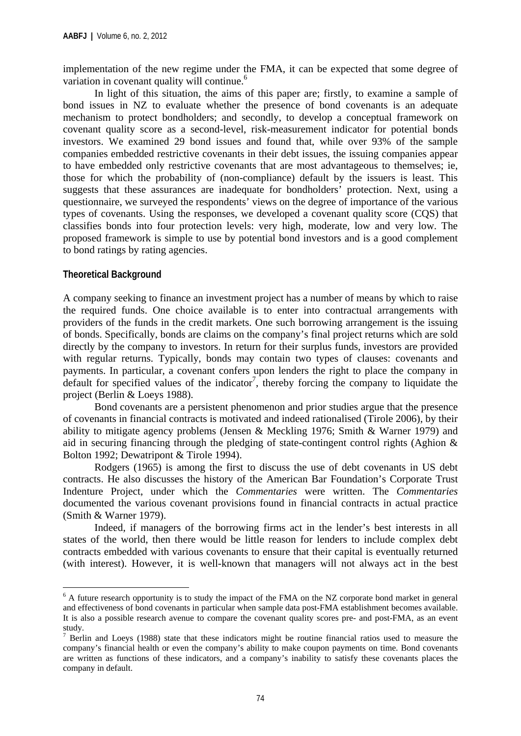implementation of the new regime under the FMA, it can be expected that some degree of variation in covenant quality will continue.[6]

In light of this situation, the aims of this paper are; firstly, to examine a sample of bond issues in NZ to evaluate whether the presence of bond covenants is an adequate mechanism to protect bondholders; and secondly, to develop a conceptual framework on covenant quality score as a second-level, risk-measurement indicator for potential bonds investors. We examined 29 bond issues and found that, while over 93% of the sample companies embedded restrictive covenants in their debt issues, the issuing companies appear to have embedded only restrictive covenants that are most advantageous to themselves; ie, those for which the probability of (non-compliance) default by the issuers is least. This suggests that these assurances are inadequate for bondholders' protection. Next, using a questionnaire, we surveyed the respondents' views on the degree of importance of the various types of covenants. Using the responses, we developed a covenant quality score (CQS) that classifies bonds into four protection levels: very high, moderate, low and very low. The proposed framework is simple to use by potential bond investors and is a good complement to bond ratings by rating agencies.

## Theoretical Background

A company seeking to finance an investment project has a number of means by which to raise the required funds. One choice available is to enter into contractual arrangements with providers of the funds in the credit markets. One such borrowing arrangement is the issuing of bonds. Specifically, bonds are claims on the company's final project returns which are sold directly by the company to investors. In return for their surplus funds, investors are provided with regular returns. Typically, bonds may contain two types of clauses: covenants and payments. In particular, a covenant confers upon lenders the right to place the company in default for specified values of the indicator[7], thereby forcing the company to liquidate the project (Berlin & Loeys 1988).

Bond covenants are a persistent phenomenon and prior studies argue that the presence of covenants in financial contracts is motivated and indeed rationalised (Tirole 2006), by their ability to mitigate agency problems (Jensen & Meckling 1976; Smith & Warner 1979) and aid in securing financing through the pledging of state-contingent control rights (Aghion & Bolton 1992; Dewatripont & Tirole 1994).

Rodgers (1965) is among the first to discuss the use of debt covenants in US debt contracts. He also discusses the history of the American Bar Foundation's Corporate Trust Indenture Project, under which the *Commentaries* were written. The *Commentaries* documented the various covenant provisions found in financial contracts in actual practice (Smith & Warner 1979).

Indeed, if managers of the borrowing firms act in the lender's best interests in all states of the world, then there would be little reason for lenders to include complex debt contracts embedded with various covenants to ensure that their capital is eventually returned (with interest). However, it is well-known that managers will not always act in the best

---

[6] A future research opportunity is to study the impact of the FMA on the NZ corporate bond market in general and effectiveness of bond covenants in particular when sample data post-FMA establishment becomes available. It is also a possible research avenue to compare the covenant quality scores pre- and post-FMA, as an event study.

[7] Berlin and Loeys (1988) state that these indicators might be routine financial ratios used to measure the company's financial health or even the company's ability to make coupon payments on time. Bond covenants are written as functions of these indicators, and a company's inability to satisfy these covenants places the company in default.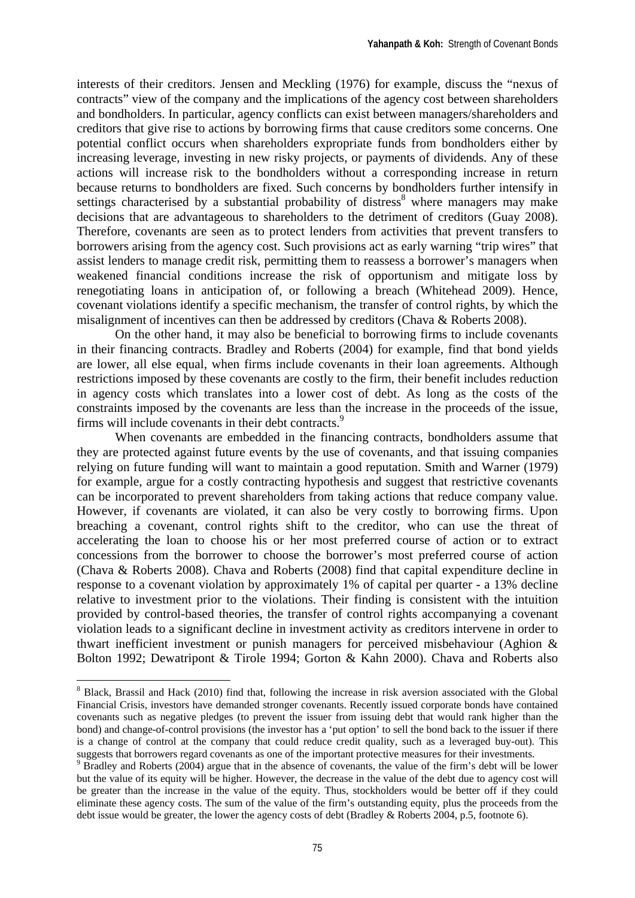interests of their creditors. Jensen and Meckling (1976) for example, discuss the "nexus of contracts" view of the company and the implications of the agency cost between shareholders and bondholders. In particular, agency conflicts can exist between managers/shareholders and creditors that give rise to actions by borrowing firms that cause creditors some concerns. One potential conflict occurs when shareholders expropriate funds from bondholders either by increasing leverage, investing in new risky projects, or payments of dividends. Any of these actions will increase risk to the bondholders without a corresponding increase in return because returns to bondholders are fixed. Such concerns by bondholders further intensify in settings characterised by a substantial probability of distress[8] where managers may make decisions that are advantageous to shareholders to the detriment of creditors (Guay 2008). Therefore, covenants are seen as to protect lenders from activities that prevent transfers to borrowers arising from the agency cost. Such provisions act as early warning "trip wires" that assist lenders to manage credit risk, permitting them to reassess a borrower's managers when weakened financial conditions increase the risk of opportunism and mitigate loss by renegotiating loans in anticipation of, or following a breach (Whitehead 2009). Hence, covenant violations identify a specific mechanism, the transfer of control rights, by which the misalignment of incentives can then be addressed by creditors (Chava & Roberts 2008).

On the other hand, it may also be beneficial to borrowing firms to include covenants in their financing contracts. Bradley and Roberts (2004) for example, find that bond yields are lower, all else equal, when firms include covenants in their loan agreements. Although restrictions imposed by these covenants are costly to the firm, their benefit includes reduction in agency costs which translates into a lower cost of debt. As long as the costs of the constraints imposed by the covenants are less than the increase in the proceeds of the issue, firms will include covenants in their debt contracts.[9]

When covenants are embedded in the financing contracts, bondholders assume that they are protected against future events by the use of covenants, and that issuing companies relying on future funding will want to maintain a good reputation. Smith and Warner (1979) for example, argue for a costly contracting hypothesis and suggest that restrictive covenants can be incorporated to prevent shareholders from taking actions that reduce company value. However, if covenants are violated, it can also be very costly to borrowing firms. Upon breaching a covenant, control rights shift to the creditor, who can use the threat of accelerating the loan to choose his or her most preferred course of action or to extract concessions from the borrower to choose the borrower's most preferred course of action (Chava & Roberts 2008). Chava and Roberts (2008) find that capital expenditure decline in response to a covenant violation by approximately 1% of capital per quarter - a 13% decline relative to investment prior to the violations. Their finding is consistent with the intuition provided by control-based theories, the transfer of control rights accompanying a covenant violation leads to a significant decline in investment activity as creditors intervene in order to thwart inefficient investment or punish managers for perceived misbehaviour (Aghion & Bolton 1992; Dewatripont & Tirole 1994; Gorton & Kahn 2000). Chava and Roberts also

[8] Black, Brassil and Hack (2010) find that, following the increase in risk aversion associated with the Global Financial Crisis, investors have demanded stronger covenants. Recently issued corporate bonds have contained covenants such as negative pledges (to prevent the issuer from issuing debt that would rank higher than the bond) and change-of-control provisions (the investor has a 'put option' to sell the bond back to the issuer if there is a change of control at the company that could reduce credit quality, such as a leveraged buy-out). This suggests that borrowers regard covenants as one of the important protective measures for their investments.

[9] Bradley and Roberts (2004) argue that in the absence of covenants, the value of the firm's debt will be lower but the value of its equity will be higher. However, the decrease in the value of the debt due to agency cost will be greater than the increase in the value of the equity. Thus, stockholders would be better off if they could eliminate these agency costs. The sum of the value of the firm's outstanding equity, plus the proceeds from the debt issue would be greater, the lower the agency costs of debt (Bradley & Roberts 2004, p.5, footnote 6).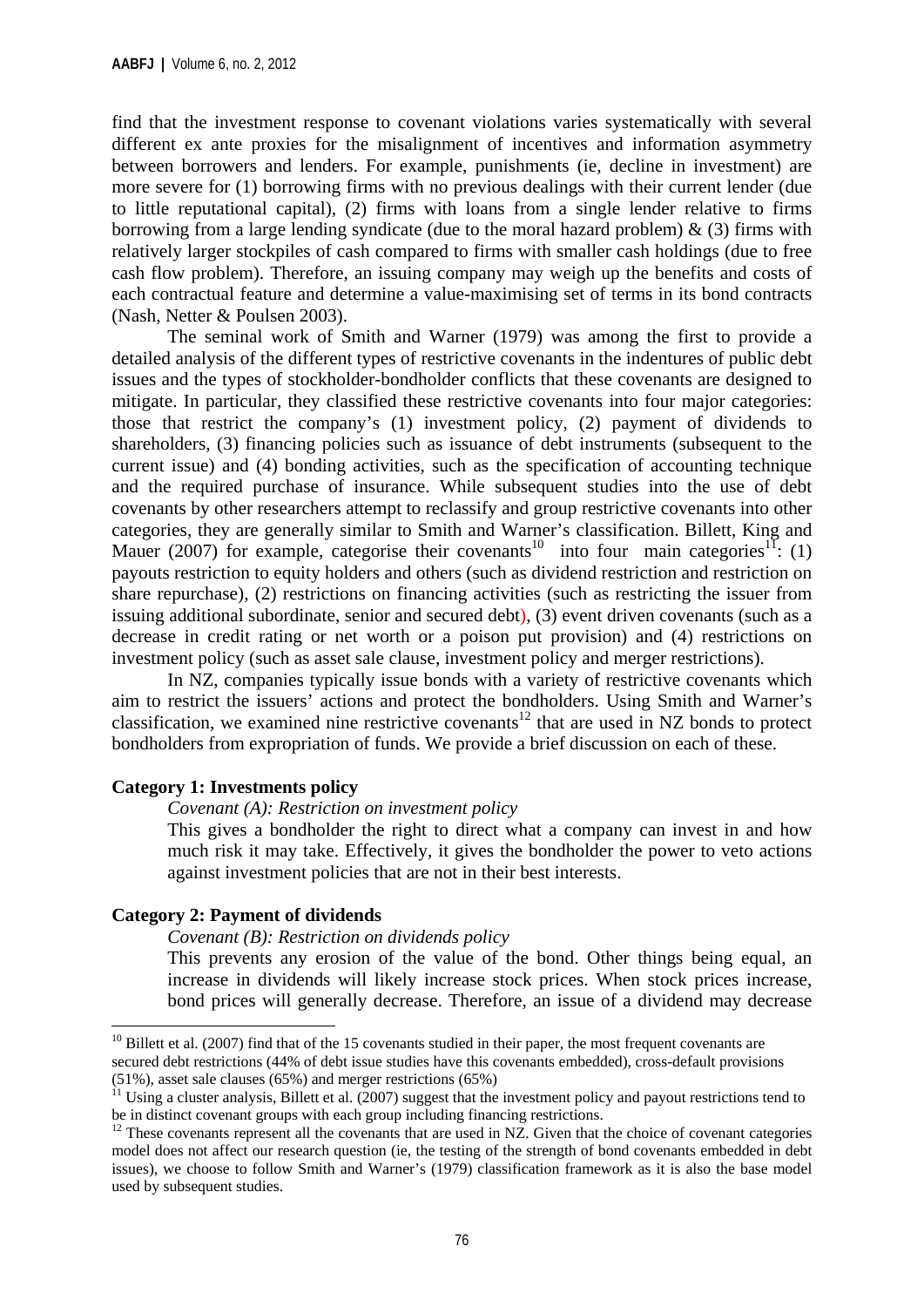find that the investment response to covenant violations varies systematically with several different ex ante proxies for the misalignment of incentives and information asymmetry between borrowers and lenders. For example, punishments (ie, decline in investment) are more severe for (1) borrowing firms with no previous dealings with their current lender (due to little reputational capital), (2) firms with loans from a single lender relative to firms borrowing from a large lending syndicate (due to the moral hazard problem) & (3) firms with relatively larger stockpiles of cash compared to firms with smaller cash holdings (due to free cash flow problem). Therefore, an issuing company may weigh up the benefits and costs of each contractual feature and determine a value-maximising set of terms in its bond contracts (Nash, Netter & Poulsen 2003).

The seminal work of Smith and Warner (1979) was among the first to provide a detailed analysis of the different types of restrictive covenants in the indentures of public debt issues and the types of stockholder-bondholder conflicts that these covenants are designed to mitigate. In particular, they classified these restrictive covenants into four major categories: those that restrict the company's (1) investment policy, (2) payment of dividends to shareholders, (3) financing policies such as issuance of debt instruments (subsequent to the current issue) and (4) bonding activities, such as the specification of accounting technique and the required purchase of insurance. While subsequent studies into the use of debt covenants by other researchers attempt to reclassify and group restrictive covenants into other categories, they are generally similar to Smith and Warner's classification. Billett, King and Mauer (2007) for example, categorise their covenants[10] into four main categories[11]: (1) payouts restriction to equity holders and others (such as dividend restriction and restriction on share repurchase), (2) restrictions on financing activities (such as restricting the issuer from issuing additional subordinate, senior and secured debt), (3) event driven covenants (such as a decrease in credit rating or net worth or a poison put provision) and (4) restrictions on investment policy (such as asset sale clause, investment policy and merger restrictions).

In NZ, companies typically issue bonds with a variety of restrictive covenants which aim to restrict the issuers' actions and protect the bondholders. Using Smith and Warner's classification, we examined nine restrictive covenants[12] that are used in NZ bonds to protect bondholders from expropriation of funds. We provide a brief discussion on each of these.

**Category 1: Investments policy**

*Covenant (A): Restriction on investment policy*

This gives a bondholder the right to direct what a company can invest in and how much risk it may take. Effectively, it gives the bondholder the power to veto actions against investment policies that are not in their best interests.

**Category 2: Payment of dividends**

*Covenant (B): Restriction on dividends policy*

This prevents any erosion of the value of the bond. Other things being equal, an increase in dividends will likely increase stock prices. When stock prices increase, bond prices will generally decrease. Therefore, an issue of a dividend may decrease

---

[10] Billett et al. (2007) find that of the 15 covenants studied in their paper, the most frequent covenants are secured debt restrictions (44% of debt issue studies have this covenants embedded), cross-default provisions (51%), asset sale clauses (65%) and merger restrictions (65%)

[11] Using a cluster analysis, Billett et al. (2007) suggest that the investment policy and payout restrictions tend to be in distinct covenant groups with each group including financing restrictions.

[12] These covenants represent all the covenants that are used in NZ. Given that the choice of covenant categories model does not affect our research question (ie, the testing of the strength of bond covenants embedded in debt issues), we choose to follow Smith and Warner's (1979) classification framework as it is also the base model used by subsequent studies.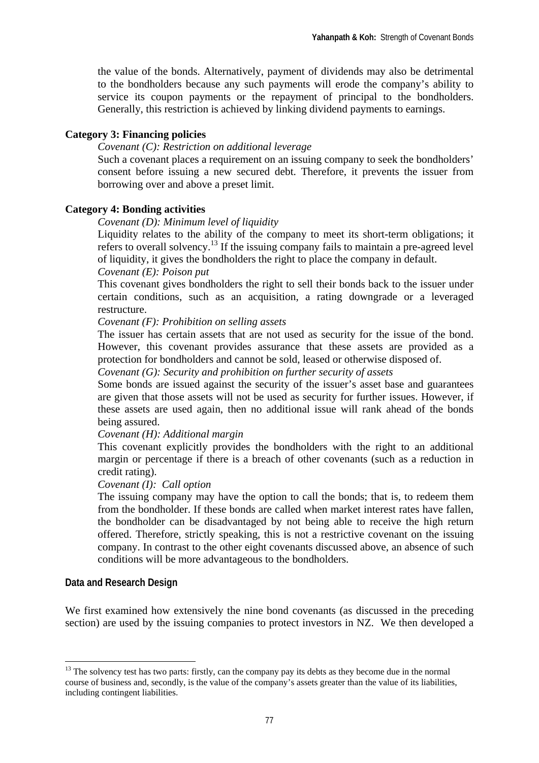the value of the bonds. Alternatively, payment of dividends may also be detrimental to the bondholders because any such payments will erode the company's ability to service its coupon payments or the repayment of principal to the bondholders. Generally, this restriction is achieved by linking dividend payments to earnings.

**Category 3: Financing policies**

*Covenant (C): Restriction on additional leverage*

Such a covenant places a requirement on an issuing company to seek the bondholders' consent before issuing a new secured debt. Therefore, it prevents the issuer from borrowing over and above a preset limit.

**Category 4: Bonding activities**

*Covenant (D): Minimum level of liquidity*

Liquidity relates to the ability of the company to meet its short-term obligations; it refers to overall solvency.[13] If the issuing company fails to maintain a pre-agreed level of liquidity, it gives the bondholders the right to place the company in default.

*Covenant (E): Poison put*

This covenant gives bondholders the right to sell their bonds back to the issuer under certain conditions, such as an acquisition, a rating downgrade or a leveraged restructure.

*Covenant (F): Prohibition on selling assets*

The issuer has certain assets that are not used as security for the issue of the bond. However, this covenant provides assurance that these assets are provided as a protection for bondholders and cannot be sold, leased or otherwise disposed of.

*Covenant (G): Security and prohibition on further security of assets*

Some bonds are issued against the security of the issuer's asset base and guarantees are given that those assets will not be used as security for further issues. However, if these assets are used again, then no additional issue will rank ahead of the bonds being assured.

*Covenant (H): Additional margin*

This covenant explicitly provides the bondholders with the right to an additional margin or percentage if there is a breach of other covenants (such as a reduction in credit rating).

*Covenant (I): Call option*

The issuing company may have the option to call the bonds; that is, to redeem them from the bondholder. If these bonds are called when market interest rates have fallen, the bondholder can be disadvantaged by not being able to receive the high return offered. Therefore, strictly speaking, this is not a restrictive covenant on the issuing company. In contrast to the other eight covenants discussed above, an absence of such conditions will be more advantageous to the bondholders.

## Data and Research Design

We first examined how extensively the nine bond covenants (as discussed in the preceding section) are used by the issuing companies to protect investors in NZ. We then developed a

---

[13] The solvency test has two parts: firstly, can the company pay its debts as they become due in the normal course of business and, secondly, is the value of the company's assets greater than the value of its liabilities, including contingent liabilities.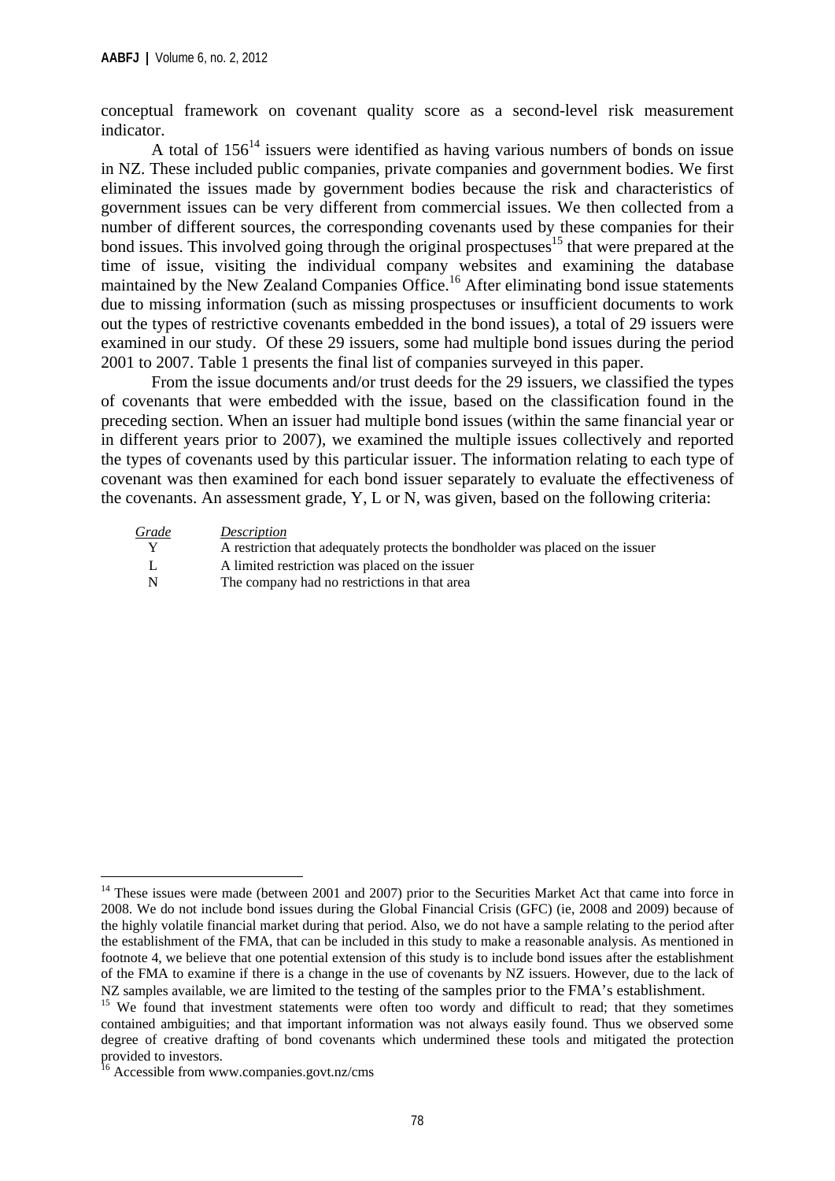conceptual framework on covenant quality score as a second-level risk measurement indicator.

A total of 156[14] issuers were identified as having various numbers of bonds on issue in NZ. These included public companies, private companies and government bodies. We first eliminated the issues made by government bodies because the risk and characteristics of government issues can be very different from commercial issues. We then collected from a number of different sources, the corresponding covenants used by these companies for their bond issues. This involved going through the original prospectuses[15] that were prepared at the time of issue, visiting the individual company websites and examining the database maintained by the New Zealand Companies Office.[16] After eliminating bond issue statements due to missing information (such as missing prospectuses or insufficient documents to work out the types of restrictive covenants embedded in the bond issues), a total of 29 issuers were examined in our study. Of these 29 issuers, some had multiple bond issues during the period 2001 to 2007. Table 1 presents the final list of companies surveyed in this paper.

From the issue documents and/or trust deeds for the 29 issuers, we classified the types of covenants that were embedded with the issue, based on the classification found in the preceding section. When an issuer had multiple bond issues (within the same financial year or in different years prior to 2007), we examined the multiple issues collectively and reported the types of covenants used by this particular issuer. The information relating to each type of covenant was then examined for each bond issuer separately to evaluate the effectiveness of the covenants. An assessment grade, Y, L or N, was given, based on the following criteria:

| *Grade* | *Description* |
|---|---|
| Y | A restriction that adequately protects the bondholder was placed on the issuer |
| L | A limited restriction was placed on the issuer |
| N | The company had no restrictions in that area |

---

[14] These issues were made (between 2001 and 2007) prior to the Securities Market Act that came into force in 2008. We do not include bond issues during the Global Financial Crisis (GFC) (ie, 2008 and 2009) because of the highly volatile financial market during that period. Also, we do not have a sample relating to the period after the establishment of the FMA, that can be included in this study to make a reasonable analysis. As mentioned in footnote 4, we believe that one potential extension of this study is to include bond issues after the establishment of the FMA to examine if there is a change in the use of covenants by NZ issuers. However, due to the lack of NZ samples available, we are limited to the testing of the samples prior to the FMA's establishment.

[15] We found that investment statements were often too wordy and difficult to read; that they sometimes contained ambiguities; and that important information was not always easily found. Thus we observed some degree of creative drafting of bond covenants which undermined these tools and mitigated the protection provided to investors.

[16] Accessible from www.companies.govt.nz/cms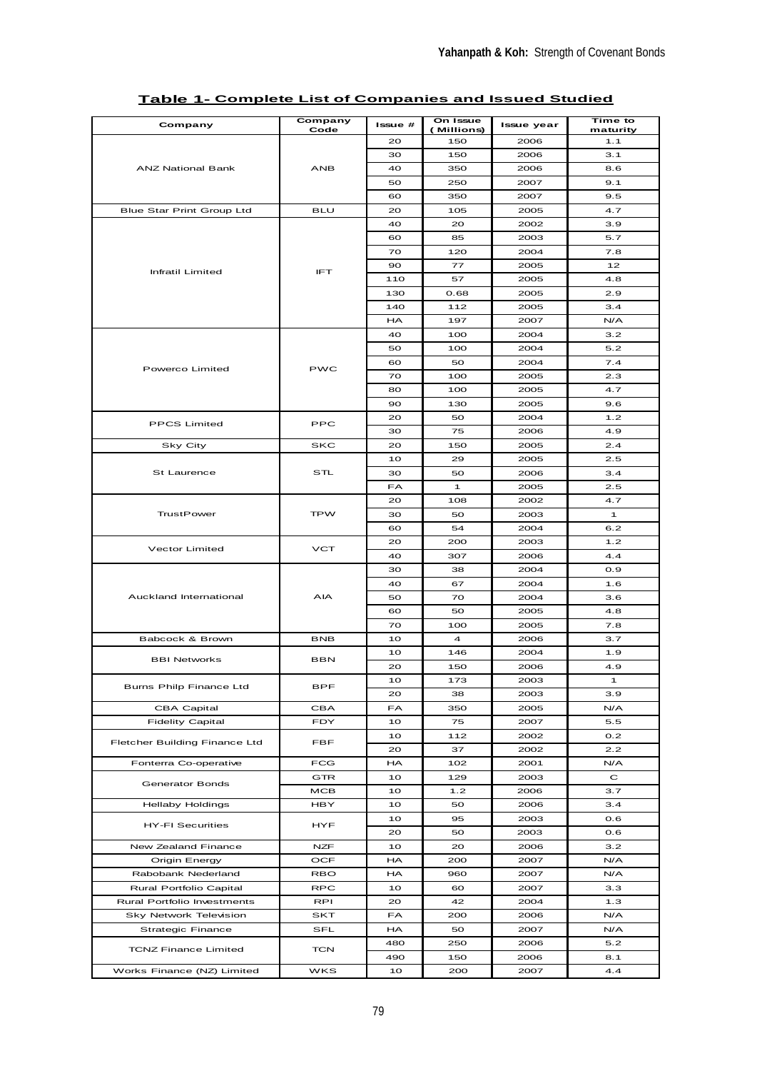**Table 1- Complete List of Companies and Issued Studied**

| Company | Company Code | Issue # | On Issue (Millions) | Issue year | Time to maturity |
|---|---|---|---|---|---|
| ANZ National Bank | ANB | 20 | 150 | 2006 | 1.1 |
| | | 30 | 150 | 2006 | 3.1 |
| | | 40 | 350 | 2006 | 8.6 |
| | | 50 | 250 | 2007 | 9.1 |
| | | 60 | 350 | 2007 | 9.5 |
| Blue Star Print Group Ltd | BLU | 20 | 105 | 2005 | 4.7 |
| Infratil Limited | IFT | 40 | 20 | 2002 | 3.9 |
| | | 60 | 85 | 2003 | 5.7 |
| | | 70 | 120 | 2004 | 7.8 |
| | | 90 | 77 | 2005 | 12 |
| | | 110 | 57 | 2005 | 4.8 |
| | | 130 | 0.68 | 2005 | 2.9 |
| | | 140 | 112 | 2005 | 3.4 |
| | | HA | 197 | 2007 | N/A |
| Powerco Limited | PWC | 40 | 100 | 2004 | 3.2 |
| | | 50 | 100 | 2004 | 5.2 |
| | | 60 | 50 | 2004 | 7.4 |
| | | 70 | 100 | 2005 | 2.3 |
| | | 80 | 100 | 2005 | 4.7 |
| | | 90 | 130 | 2005 | 9.6 |
| PPCS Limited | PPC | 20 | 50 | 2004 | 1.2 |
| | | 30 | 75 | 2006 | 4.9 |
| Sky City | SKC | 20 | 150 | 2005 | 2.4 |
| St Laurence | STL | 10 | 29 | 2005 | 2.5 |
| | | 30 | 50 | 2006 | 3.4 |
| | | FA | 1 | 2005 | 2.5 |
| TrustPower | TPW | 20 | 108 | 2002 | 4.7 |
| | | 30 | 50 | 2003 | 1 |
| | | 60 | 54 | 2004 | 6.2 |
| Vector Limited | VCT | 20 | 200 | 2003 | 1.2 |
| | | 40 | 307 | 2006 | 4.4 |
| Auckland International | AIA | 30 | 38 | 2004 | 0.9 |
| | | 40 | 67 | 2004 | 1.6 |
| | | 50 | 70 | 2004 | 3.6 |
| | | 60 | 50 | 2005 | 4.8 |
| | | 70 | 100 | 2005 | 7.8 |
| Babcock & Brown | BNB | 10 | 4 | 2006 | 3.7 |
| BBI Networks | BBN | 10 | 146 | 2004 | 1.9 |
| | | 20 | 150 | 2006 | 4.9 |
| Burns Philp Finance Ltd | BPF | 10 | 173 | 2003 | 1 |
| | | 20 | 38 | 2003 | 3.9 |
| CBA Capital | CBA | FA | 350 | 2005 | N/A |
| Fidelity Capital | FDY | 10 | 75 | 2007 | 5.5 |
| Fletcher Building Finance Ltd | FBF | 10 | 112 | 2002 | 0.2 |
| | | 20 | 37 | 2002 | 2.2 |
| Fonterra Co-operative | FCG | HA | 102 | 2001 | N/A |
| Generator Bonds | GTR | 10 | 129 | 2003 | C |
| | MCB | 10 | 1.2 | 2006 | 3.7 |
| Hellaby Holdings | HBY | 10 | 50 | 2006 | 3.4 |
| HY-FI Securities | HYF | 10 | 95 | 2003 | 0.6 |
| | | 20 | 50 | 2003 | 0.6 |
| New Zealand Finance | NZF | 10 | 20 | 2006 | 3.2 |
| Origin Energy | OCF | HA | 200 | 2007 | N/A |
| Rabobank Nederland | RBO | HA | 960 | 2007 | N/A |
| Rural Portfolio Capital | RPC | 10 | 60 | 2007 | 3.3 |
| Rural Portfolio Investments | RPI | 20 | 42 | 2004 | 1.3 |
| Sky Network Television | SKT | FA | 200 | 2006 | N/A |
| Strategic Finance | SFL | HA | 50 | 2007 | N/A |
| TCNZ Finance Limited | TCN | 480 | 250 | 2006 | 5.2 |
| | | 490 | 150 | 2006 | 8.1 |
| Works Finance (NZ) Limited | WKS | 10 | 200 | 2007 | 4.4 |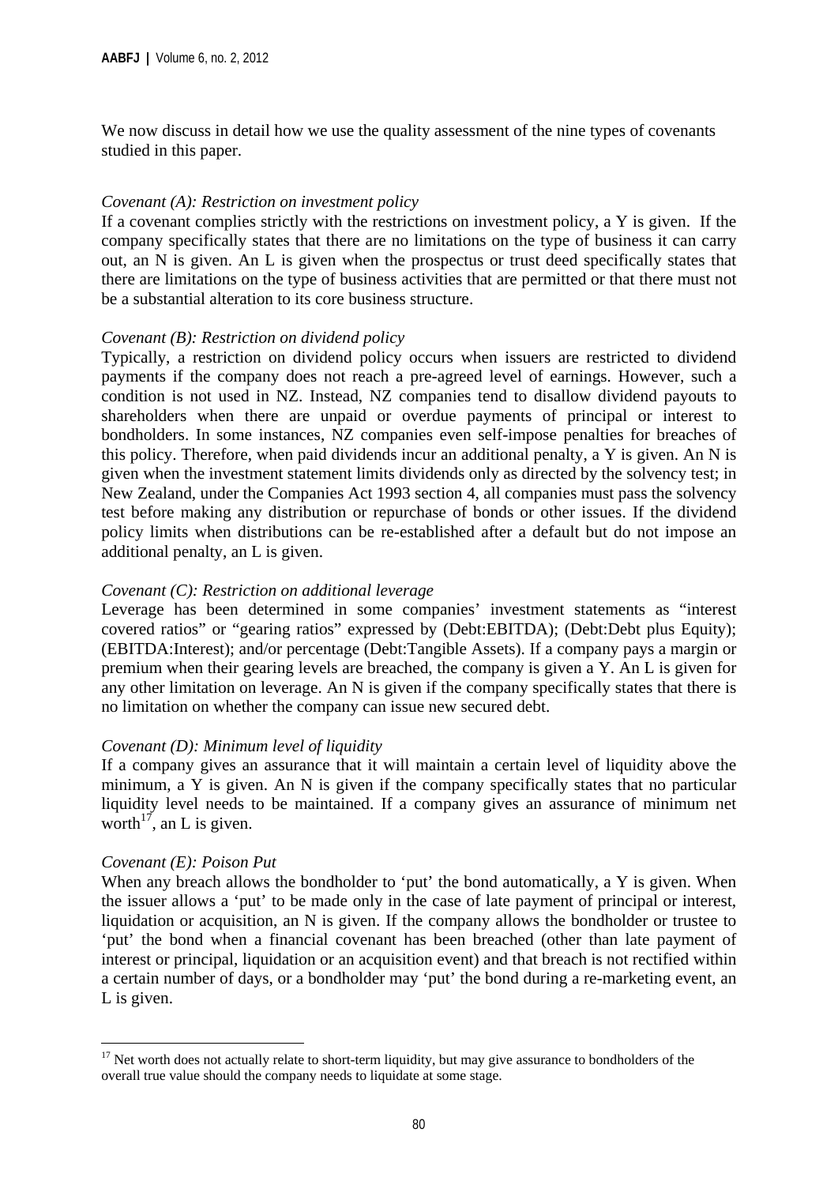We now discuss in detail how we use the quality assessment of the nine types of covenants studied in this paper.

*Covenant (A): Restriction on investment policy*

If a covenant complies strictly with the restrictions on investment policy, a Y is given. If the company specifically states that there are no limitations on the type of business it can carry out, an N is given. An L is given when the prospectus or trust deed specifically states that there are limitations on the type of business activities that are permitted or that there must not be a substantial alteration to its core business structure.

*Covenant (B): Restriction on dividend policy*

Typically, a restriction on dividend policy occurs when issuers are restricted to dividend payments if the company does not reach a pre-agreed level of earnings. However, such a condition is not used in NZ. Instead, NZ companies tend to disallow dividend payouts to shareholders when there are unpaid or overdue payments of principal or interest to bondholders. In some instances, NZ companies even self-impose penalties for breaches of this policy. Therefore, when paid dividends incur an additional penalty, a Y is given. An N is given when the investment statement limits dividends only as directed by the solvency test; in New Zealand, under the Companies Act 1993 section 4, all companies must pass the solvency test before making any distribution or repurchase of bonds or other issues. If the dividend policy limits when distributions can be re-established after a default but do not impose an additional penalty, an L is given.

*Covenant (C): Restriction on additional leverage*

Leverage has been determined in some companies' investment statements as "interest covered ratios" or "gearing ratios" expressed by (Debt:EBITDA); (Debt:Debt plus Equity); (EBITDA:Interest); and/or percentage (Debt:Tangible Assets). If a company pays a margin or premium when their gearing levels are breached, the company is given a Y. An L is given for any other limitation on leverage. An N is given if the company specifically states that there is no limitation on whether the company can issue new secured debt.

*Covenant (D): Minimum level of liquidity*

If a company gives an assurance that it will maintain a certain level of liquidity above the minimum, a Y is given. An N is given if the company specifically states that no particular liquidity level needs to be maintained. If a company gives an assurance of minimum net worth[17], an L is given.

*Covenant (E): Poison Put*

When any breach allows the bondholder to 'put' the bond automatically, a Y is given. When the issuer allows a 'put' to be made only in the case of late payment of principal or interest, liquidation or acquisition, an N is given. If the company allows the bondholder or trustee to 'put' the bond when a financial covenant has been breached (other than late payment of interest or principal, liquidation or an acquisition event) and that breach is not rectified within a certain number of days, or a bondholder may 'put' the bond during a re-marketing event, an L is given.

---

[17] Net worth does not actually relate to short-term liquidity, but may give assurance to bondholders of the overall true value should the company needs to liquidate at some stage.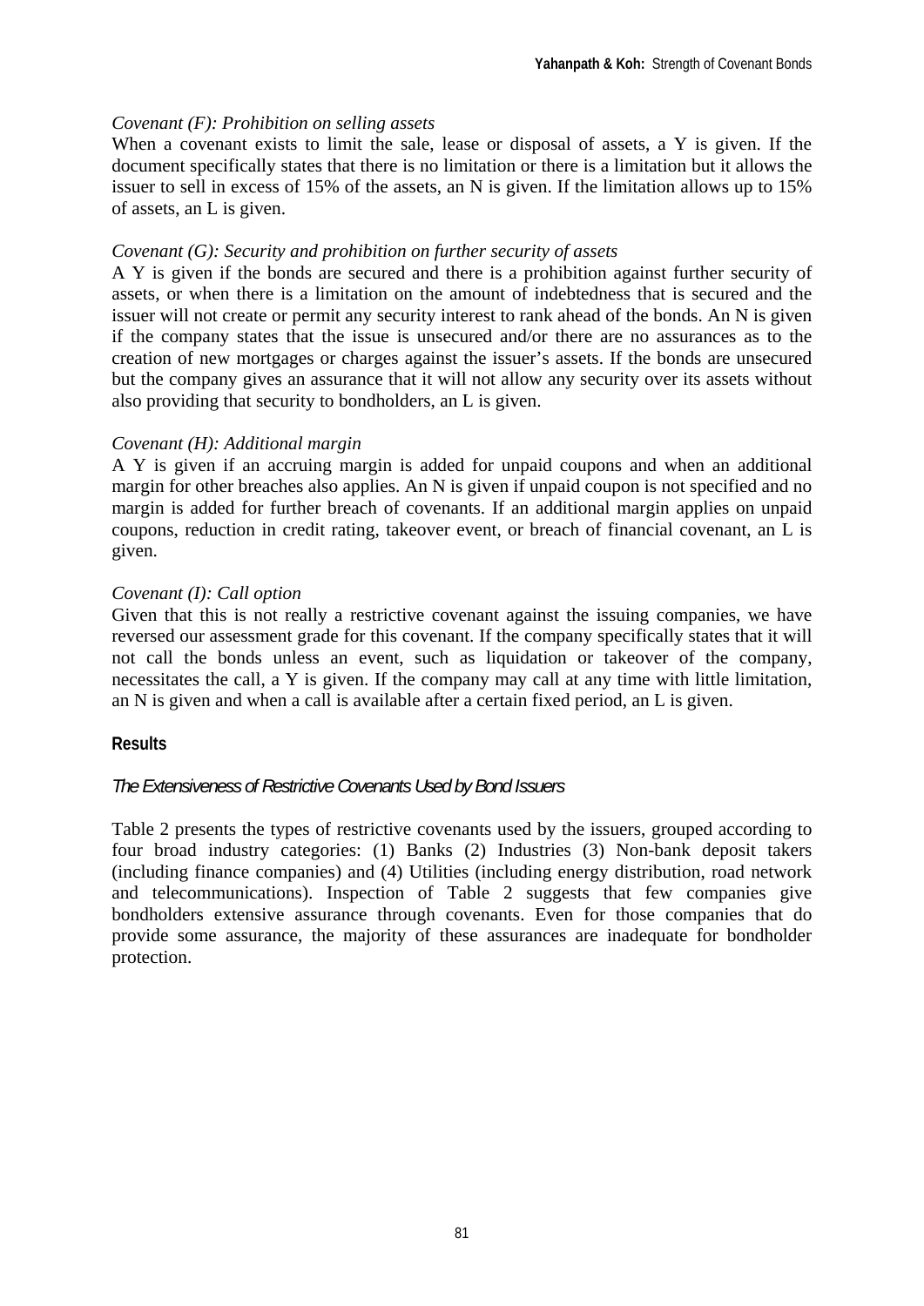*Covenant (F): Prohibition on selling assets*

When a covenant exists to limit the sale, lease or disposal of assets, a Y is given. If the document specifically states that there is no limitation or there is a limitation but it allows the issuer to sell in excess of 15% of the assets, an N is given. If the limitation allows up to 15% of assets, an L is given.

*Covenant (G): Security and prohibition on further security of assets*

A Y is given if the bonds are secured and there is a prohibition against further security of assets, or when there is a limitation on the amount of indebtedness that is secured and the issuer will not create or permit any security interest to rank ahead of the bonds. An N is given if the company states that the issue is unsecured and/or there are no assurances as to the creation of new mortgages or charges against the issuer's assets. If the bonds are unsecured but the company gives an assurance that it will not allow any security over its assets without also providing that security to bondholders, an L is given.

*Covenant (H): Additional margin*

A Y is given if an accruing margin is added for unpaid coupons and when an additional margin for other breaches also applies. An N is given if unpaid coupon is not specified and no margin is added for further breach of covenants. If an additional margin applies on unpaid coupons, reduction in credit rating, takeover event, or breach of financial covenant, an L is given.

*Covenant (I): Call option*

Given that this is not really a restrictive covenant against the issuing companies, we have reversed our assessment grade for this covenant. If the company specifically states that it will not call the bonds unless an event, such as liquidation or takeover of the company, necessitates the call, a Y is given. If the company may call at any time with little limitation, an N is given and when a call is available after a certain fixed period, an L is given.

## Results

### *The Extensiveness of Restrictive Covenants Used by Bond Issuers*

Table 2 presents the types of restrictive covenants used by the issuers, grouped according to four broad industry categories: (1) Banks (2) Industries (3) Non-bank deposit takers (including finance companies) and (4) Utilities (including energy distribution, road network and telecommunications). Inspection of Table 2 suggests that few companies give bondholders extensive assurance through covenants. Even for those companies that do provide some assurance, the majority of these assurances are inadequate for bondholder protection.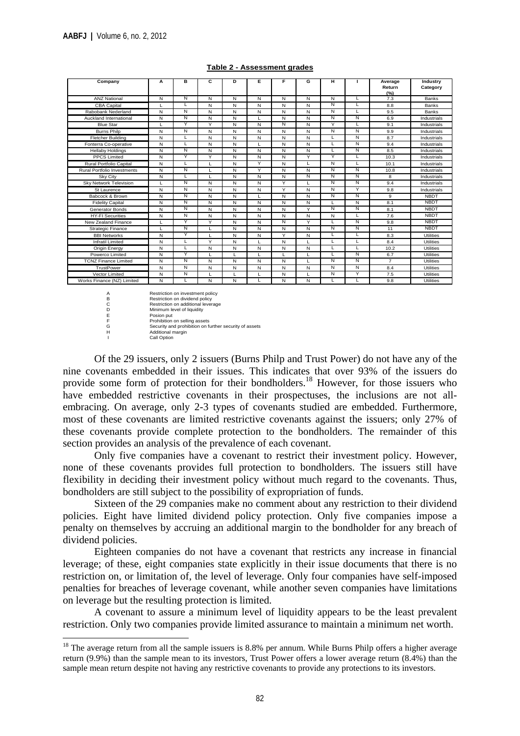**Table 2 - Assessment grades**

| Company | A | B | C | D | E | F | G | H | I | Average Return (%) | Industry Category |
|---|---|---|---|---|---|---|---|---|---|---|---|
| ANZ National | N | N | N | N | N | N | N | N | L | 7.3 | Banks |
| CBA Capital | L | L | N | N | N | N | N | N | L | 8.8 | Banks |
| Rabobank Nederland | N | N | N | N | N | N | N | N | L | 9.5 | Banks |
| Auckland International | N | N | N | N | L | N | N | N | N | 6.9 | Industrials |
| Blue Star | L | Y | Y | N | N | N | N | Y | L | 9.1 | Industrials |
| Burns Philp | N | N | N | N | N | N | N | N | N | 9.9 | Industrials |
| Fletcher Building | N | L | N | N | N | N | N | L | N | 8.7 | Industrials |
| Fonterra Co-operative | N | L | N | N | L | N | N | L | N | 9.4 | Industrials |
| Hellaby Holdings | N | N | N | N | N | N | N | L | N | 8.5 | Industrials |
| PPCS Limited | N | Y | Y | N | N | N | Y | Y | L | 10.3 | Industrials |
| Rural Portfolio Capital | N | L | L | N | Y | N | L | N | L | 10.1 | Industrials |
| Rural Portfolio Investments | N | N | L | N | Y | N | N | N | N | 10.8 | Industrials |
| Sky City | N | L | L | N | N | N | N | N | N | 8 | Industrials |
| Sky Network Television | L | N | N | N | N | Y | L | N | N | 9.4 | Industrials |
| St Laurence | N | N | N | N | N | Y | N | N | Y | 9.8 | Industrials |
| Babcock & Brown | N | N | N | N | L | N | N | N | N | 9 | NBDT |
| Fidelity Capital | N | N | N | N | N | N | N | L | N | 8.1 | NBDT |
| Generator Bonds | N | N | N | N | N | N | Y | N | N | 8.1 | NBDT |
| HY-FI Securities | N | N | N | N | N | N | N | N | L | 7.6 | NBDT |
| New Zealand Finance | L | Y | Y | N | N | N | Y | L | N | 9.8 | NBDT |
| Strategic Finance | L | N | L | N | N | N | N | N | N | 11 | NBDT |
| BBI Networks | N | Y | L | N | N | Y | N | L | L | 8.3 | Utilities |
| Infratil Limited | N | L | Y | N | L | N | L | L | L | 8.4 | Utilities |
| Origin Energy | N | L | N | N | N | N | N | L | L | 10.2 | Utilities |
| Powerco Limited | N | Y | L | L | L | L | L | L | N | 6.7 | Utilities |
| TCNZ Finance Limited | N | N | N | N | N | N | L | N | N | 7 | Utilities |
| TrustPower | N | N | N | N | N | N | N | N | N | 8.4 | Utilities |
| Vector Limited | N | N | L | L | L | N | L | N | Y | 7.5 | Utilities |
| Works Finance (NZ) Limited | N | L | N | N | L | N | N | L | L | 9.8 | Utilities |

A Restriction on investment policy
B Restriction on dividend policy
C Restriction on additional leverage
D Minimum level of liquidity
E Posion put
F Prohibition on selling assets
G Security and prohibition on further security of assets
H Additional margin
I Call Option

Of the 29 issuers, only 2 issuers (Burns Philp and Trust Power) do not have any of the nine covenants embedded in their issues. This indicates that over 93% of the issuers do provide some form of protection for their bondholders.[18] However, for those issuers who have embedded restrictive covenants in their prospectuses, the inclusions are not all-embracing. On average, only 2-3 types of covenants studied are embedded. Furthermore, most of these covenants are limited restrictive covenants against the issuers; only 27% of these covenants provide complete protection to the bondholders. The remainder of this section provides an analysis of the prevalence of each covenant.

Only five companies have a covenant to restrict their investment policy. However, none of these covenants provides full protection to bondholders. The issuers still have flexibility in deciding their investment policy without much regard to the covenants. Thus, bondholders are still subject to the possibility of expropriation of funds.

Sixteen of the 29 companies make no comment about any restriction to their dividend policies. Eight have limited dividend policy protection. Only five companies impose a penalty on themselves by accruing an additional margin to the bondholder for any breach of dividend policies.

Eighteen companies do not have a covenant that restricts any increase in financial leverage; of these, eight companies state explicitly in their issue documents that there is no restriction on, or limitation of, the level of leverage. Only four companies have self-imposed penalties for breaches of leverage covenant, while another seven companies have limitations on leverage but the resulting protection is limited.

A covenant to assure a minimum level of liquidity appears to be the least prevalent restriction. Only two companies provide limited assurance to maintain a minimum net worth.

[18] The average return from all the sample issuers is 8.8% per annum. While Burns Philp offers a higher average return (9.9%) than the sample mean to its investors, Trust Power offers a lower average return (8.4%) than the sample mean return despite not having any restrictive covenants to provide any protections to its investors.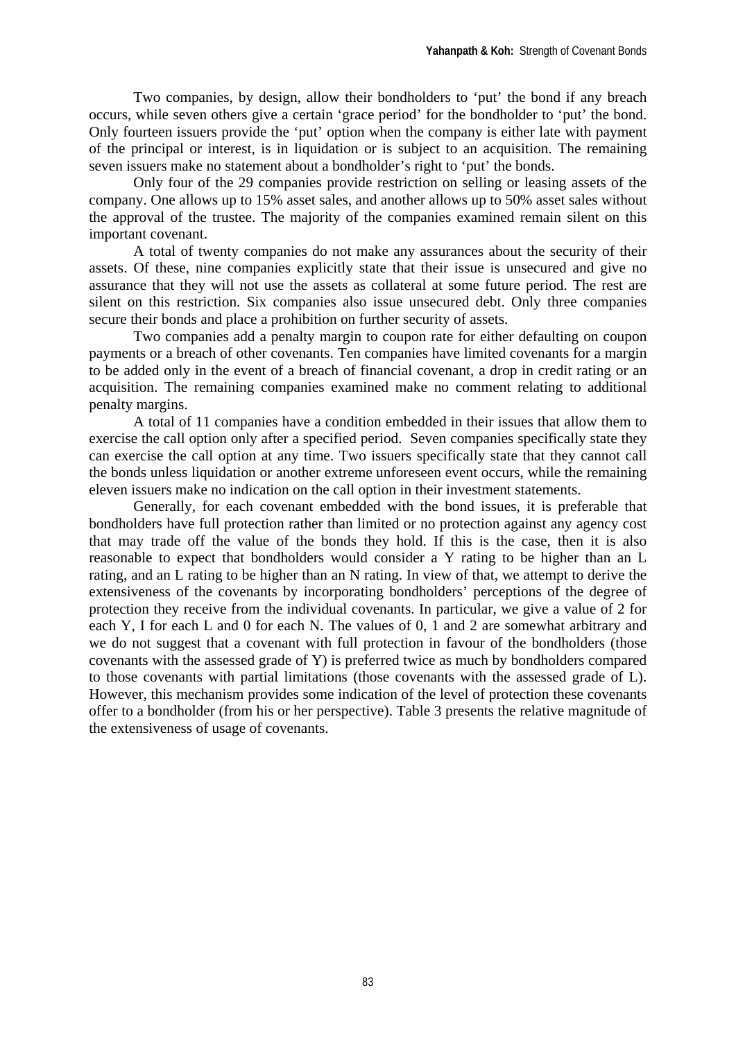Two companies, by design, allow their bondholders to 'put' the bond if any breach occurs, while seven others give a certain 'grace period' for the bondholder to 'put' the bond. Only fourteen issuers provide the 'put' option when the company is either late with payment of the principal or interest, is in liquidation or is subject to an acquisition. The remaining seven issuers make no statement about a bondholder's right to 'put' the bonds.

Only four of the 29 companies provide restriction on selling or leasing assets of the company. One allows up to 15% asset sales, and another allows up to 50% asset sales without the approval of the trustee. The majority of the companies examined remain silent on this important covenant.

A total of twenty companies do not make any assurances about the security of their assets. Of these, nine companies explicitly state that their issue is unsecured and give no assurance that they will not use the assets as collateral at some future period. The rest are silent on this restriction. Six companies also issue unsecured debt. Only three companies secure their bonds and place a prohibition on further security of assets.

Two companies add a penalty margin to coupon rate for either defaulting on coupon payments or a breach of other covenants. Ten companies have limited covenants for a margin to be added only in the event of a breach of financial covenant, a drop in credit rating or an acquisition. The remaining companies examined make no comment relating to additional penalty margins.

A total of 11 companies have a condition embedded in their issues that allow them to exercise the call option only after a specified period. Seven companies specifically state they can exercise the call option at any time. Two issuers specifically state that they cannot call the bonds unless liquidation or another extreme unforeseen event occurs, while the remaining eleven issuers make no indication on the call option in their investment statements.

Generally, for each covenant embedded with the bond issues, it is preferable that bondholders have full protection rather than limited or no protection against any agency cost that may trade off the value of the bonds they hold. If this is the case, then it is also reasonable to expect that bondholders would consider a Y rating to be higher than an L rating, and an L rating to be higher than an N rating. In view of that, we attempt to derive the extensiveness of the covenants by incorporating bondholders' perceptions of the degree of protection they receive from the individual covenants. In particular, we give a value of 2 for each Y, I for each L and 0 for each N. The values of 0, 1 and 2 are somewhat arbitrary and we do not suggest that a covenant with full protection in favour of the bondholders (those covenants with the assessed grade of Y) is preferred twice as much by bondholders compared to those covenants with partial limitations (those covenants with the assessed grade of L). However, this mechanism provides some indication of the level of protection these covenants offer to a bondholder (from his or her perspective). Table 3 presents the relative magnitude of the extensiveness of usage of covenants.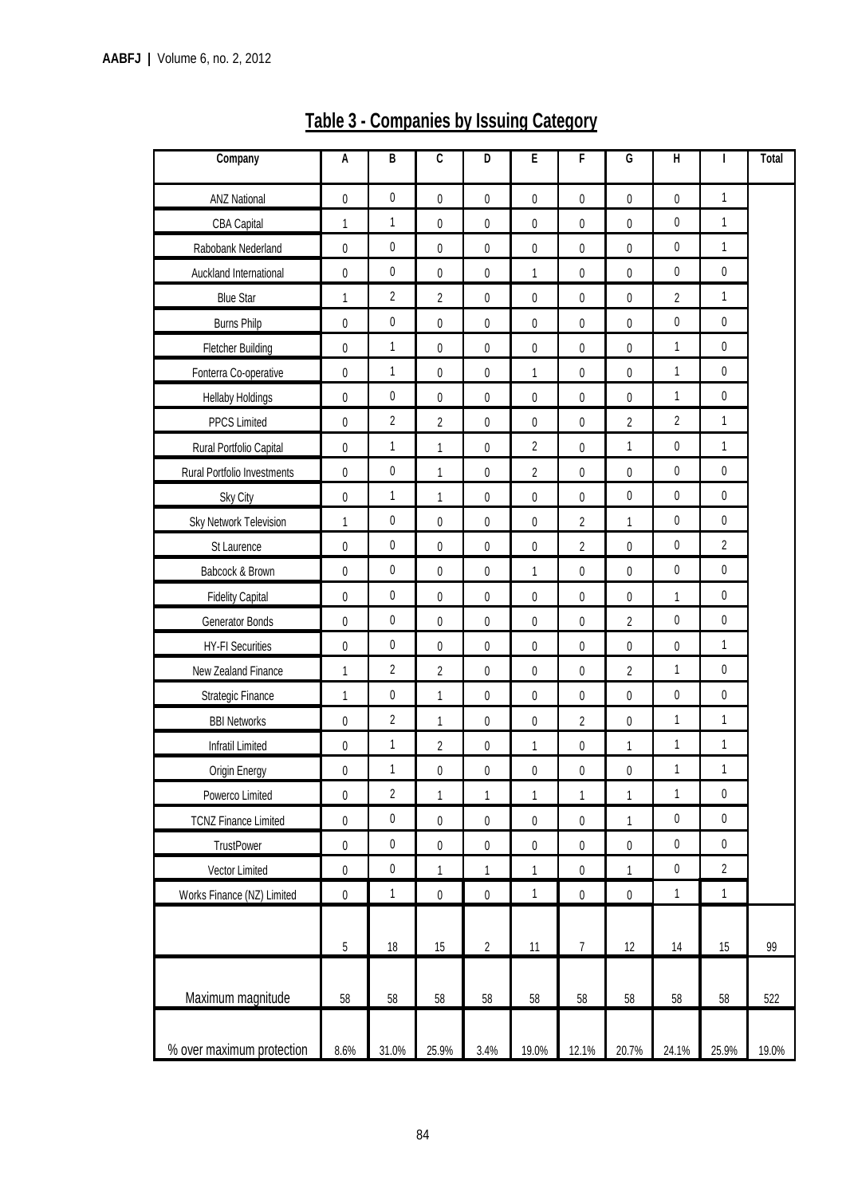## Table 3 - Companies by Issuing Category

| Company | A | B | C | D | E | F | G | H | I | Total |
|---|---|---|---|---|---|---|---|---|---|---|
| ANZ National | 0 | 0 | 0 | 0 | 0 | 0 | 0 | 0 | 1 | |
| CBA Capital | 1 | 1 | 0 | 0 | 0 | 0 | 0 | 0 | 1 | |
| Rabobank Nederland | 0 | 0 | 0 | 0 | 0 | 0 | 0 | 0 | 1 | |
| Auckland International | 0 | 0 | 0 | 0 | 1 | 0 | 0 | 0 | 0 | |
| Blue Star | 1 | 2 | 2 | 0 | 0 | 0 | 0 | 2 | 1 | |
| Burns Philp | 0 | 0 | 0 | 0 | 0 | 0 | 0 | 0 | 0 | |
| Fletcher Building | 0 | 1 | 0 | 0 | 0 | 0 | 0 | 1 | 0 | |
| Fonterra Co-operative | 0 | 1 | 0 | 0 | 1 | 0 | 0 | 1 | 0 | |
| Hellaby Holdings | 0 | 0 | 0 | 0 | 0 | 0 | 0 | 1 | 0 | |
| PPCS Limited | 0 | 2 | 2 | 0 | 0 | 0 | 2 | 2 | 1 | |
| Rural Portfolio Capital | 0 | 1 | 1 | 0 | 2 | 0 | 1 | 0 | 1 | |
| Rural Portfolio Investments | 0 | 0 | 1 | 0 | 2 | 0 | 0 | 0 | 0 | |
| Sky City | 0 | 1 | 1 | 0 | 0 | 0 | 0 | 0 | 0 | |
| Sky Network Television | 1 | 0 | 0 | 0 | 0 | 2 | 1 | 0 | 0 | |
| St Laurence | 0 | 0 | 0 | 0 | 0 | 2 | 0 | 0 | 2 | |
| Babcock & Brown | 0 | 0 | 0 | 0 | 1 | 0 | 0 | 0 | 0 | |
| Fidelity Capital | 0 | 0 | 0 | 0 | 0 | 0 | 0 | 1 | 0 | |
| Generator Bonds | 0 | 0 | 0 | 0 | 0 | 0 | 2 | 0 | 0 | |
| HY-FI Securities | 0 | 0 | 0 | 0 | 0 | 0 | 0 | 0 | 1 | |
| New Zealand Finance | 1 | 2 | 2 | 0 | 0 | 0 | 2 | 1 | 0 | |
| Strategic Finance | 1 | 0 | 1 | 0 | 0 | 0 | 0 | 0 | 0 | |
| BBI Networks | 0 | 2 | 1 | 0 | 0 | 2 | 0 | 1 | 1 | |
| Infratil Limited | 0 | 1 | 2 | 0 | 1 | 0 | 1 | 1 | 1 | |
| Origin Energy | 0 | 1 | 0 | 0 | 0 | 0 | 0 | 1 | 1 | |
| Powerco Limited | 0 | 2 | 1 | 1 | 1 | 1 | 1 | 1 | 0 | |
| TCNZ Finance Limited | 0 | 0 | 0 | 0 | 0 | 0 | 1 | 0 | 0 | |
| TrustPower | 0 | 0 | 0 | 0 | 0 | 0 | 0 | 0 | 0 | |
| Vector Limited | 0 | 0 | 1 | 1 | 1 | 0 | 1 | 0 | 2 | |
| Works Finance (NZ) Limited | 0 | 1 | 0 | 0 | 1 | 0 | 0 | 1 | 1 | |
| | 5 | 18 | 15 | 2 | 11 | 7 | 12 | 14 | 15 | 99 |
| Maximum magnitude | 58 | 58 | 58 | 58 | 58 | 58 | 58 | 58 | 58 | 522 |
| % over maximum protection | 8.6% | 31.0% | 25.9% | 3.4% | 19.0% | 12.1% | 20.7% | 24.1% | 25.9% | 19.0% |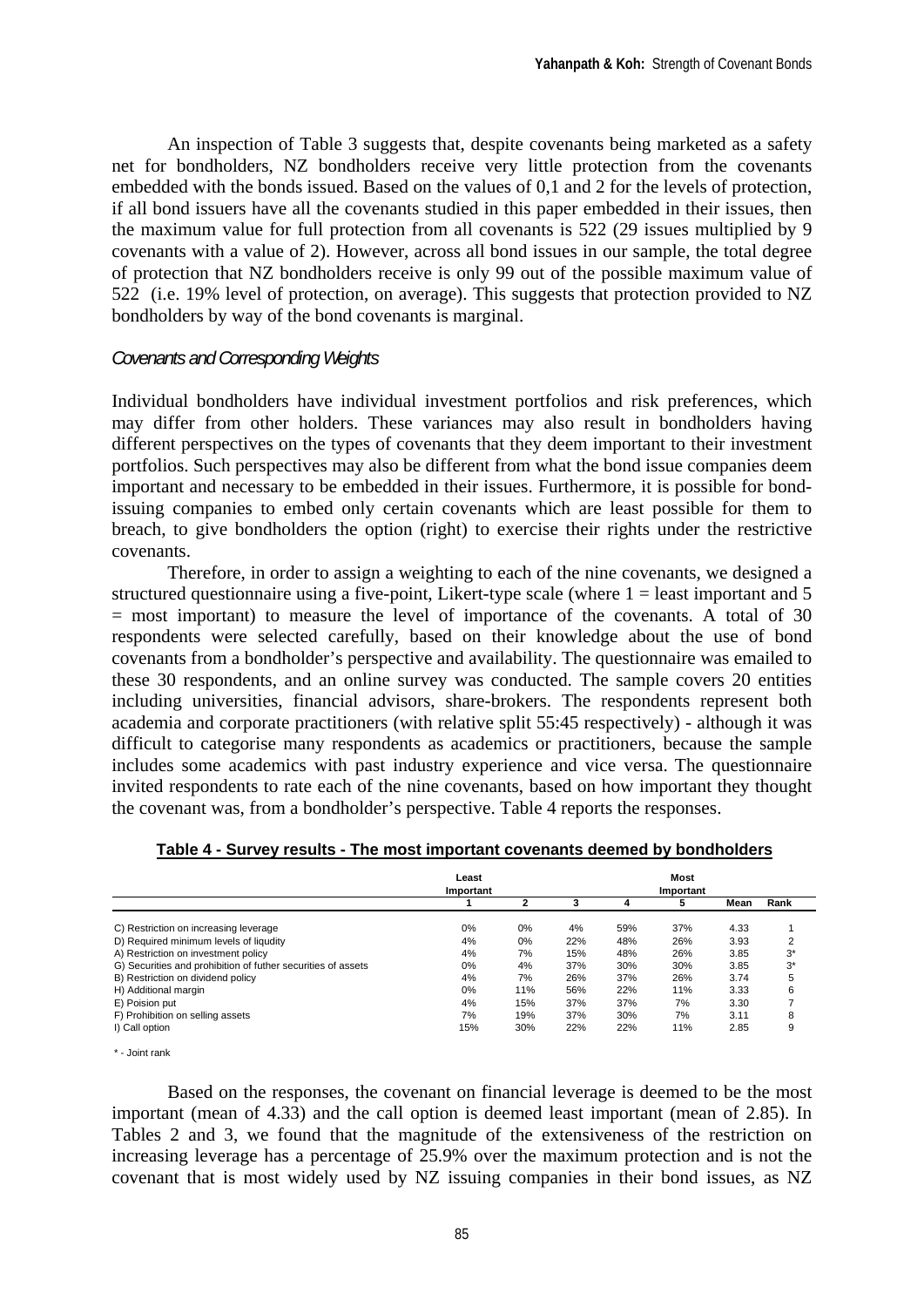An inspection of Table 3 suggests that, despite covenants being marketed as a safety net for bondholders, NZ bondholders receive very little protection from the covenants embedded with the bonds issued. Based on the values of 0,1 and 2 for the levels of protection, if all bond issuers have all the covenants studied in this paper embedded in their issues, then the maximum value for full protection from all covenants is 522 (29 issues multiplied by 9 covenants with a value of 2). However, across all bond issues in our sample, the total degree of protection that NZ bondholders receive is only 99 out of the possible maximum value of 522 (i.e. 19% level of protection, on average). This suggests that protection provided to NZ bondholders by way of the bond covenants is marginal.

### *Covenants and Corresponding Weights*

Individual bondholders have individual investment portfolios and risk preferences, which may differ from other holders. These variances may also result in bondholders having different perspectives on the types of covenants that they deem important to their investment portfolios. Such perspectives may also be different from what the bond issue companies deem important and necessary to be embedded in their issues. Furthermore, it is possible for bond-issuing companies to embed only certain covenants which are least possible for them to breach, to give bondholders the option (right) to exercise their rights under the restrictive covenants.

Therefore, in order to assign a weighting to each of the nine covenants, we designed a structured questionnaire using a five-point, Likert-type scale (where 1 = least important and 5 = most important) to measure the level of importance of the covenants. A total of 30 respondents were selected carefully, based on their knowledge about the use of bond covenants from a bondholder's perspective and availability. The questionnaire was emailed to these 30 respondents, and an online survey was conducted. The sample covers 20 entities including universities, financial advisors, share-brokers. The respondents represent both academia and corporate practitioners (with relative split 55:45 respectively) - although it was difficult to categorise many respondents as academics or practitioners, because the sample includes some academics with past industry experience and vice versa. The questionnaire invited respondents to rate each of the nine covenants, based on how important they thought the covenant was, from a bondholder's perspective. Table 4 reports the responses.

**Table 4 - Survey results - The most important covenants deemed by bondholders**

| | Least Important 1 | 2 | 3 | 4 | Most Important 5 | Mean | Rank |
|---|---|---|---|---|---|---|---|
| C) Restriction on increasing leverage | 0% | 0% | 4% | 59% | 37% | 4.33 | 1 |
| D) Required minimum levels of liqudity | 4% | 0% | 22% | 48% | 26% | 3.93 | 2 |
| A) Restriction on investment policy | 4% | 7% | 15% | 48% | 26% | 3.85 | 3* |
| G) Securities and prohibition of futher securities of assets | 0% | 4% | 37% | 30% | 30% | 3.85 | 3* |
| B) Restriction on dividend policy | 4% | 7% | 26% | 37% | 26% | 3.74 | 5 |
| H) Additional margin | 0% | 11% | 56% | 22% | 11% | 3.33 | 6 |
| E) Poision put | 4% | 15% | 37% | 37% | 7% | 3.30 | 7 |
| F) Prohibition on selling assets | 7% | 19% | 37% | 30% | 7% | 3.11 | 8 |
| I) Call option | 15% | 30% | 22% | 22% | 11% | 2.85 | 9 |

\* - Joint rank

Based on the responses, the covenant on financial leverage is deemed to be the most important (mean of 4.33) and the call option is deemed least important (mean of 2.85). In Tables 2 and 3, we found that the magnitude of the extensiveness of the restriction on increasing leverage has a percentage of 25.9% over the maximum protection and is not the covenant that is most widely used by NZ issuing companies in their bond issues, as NZ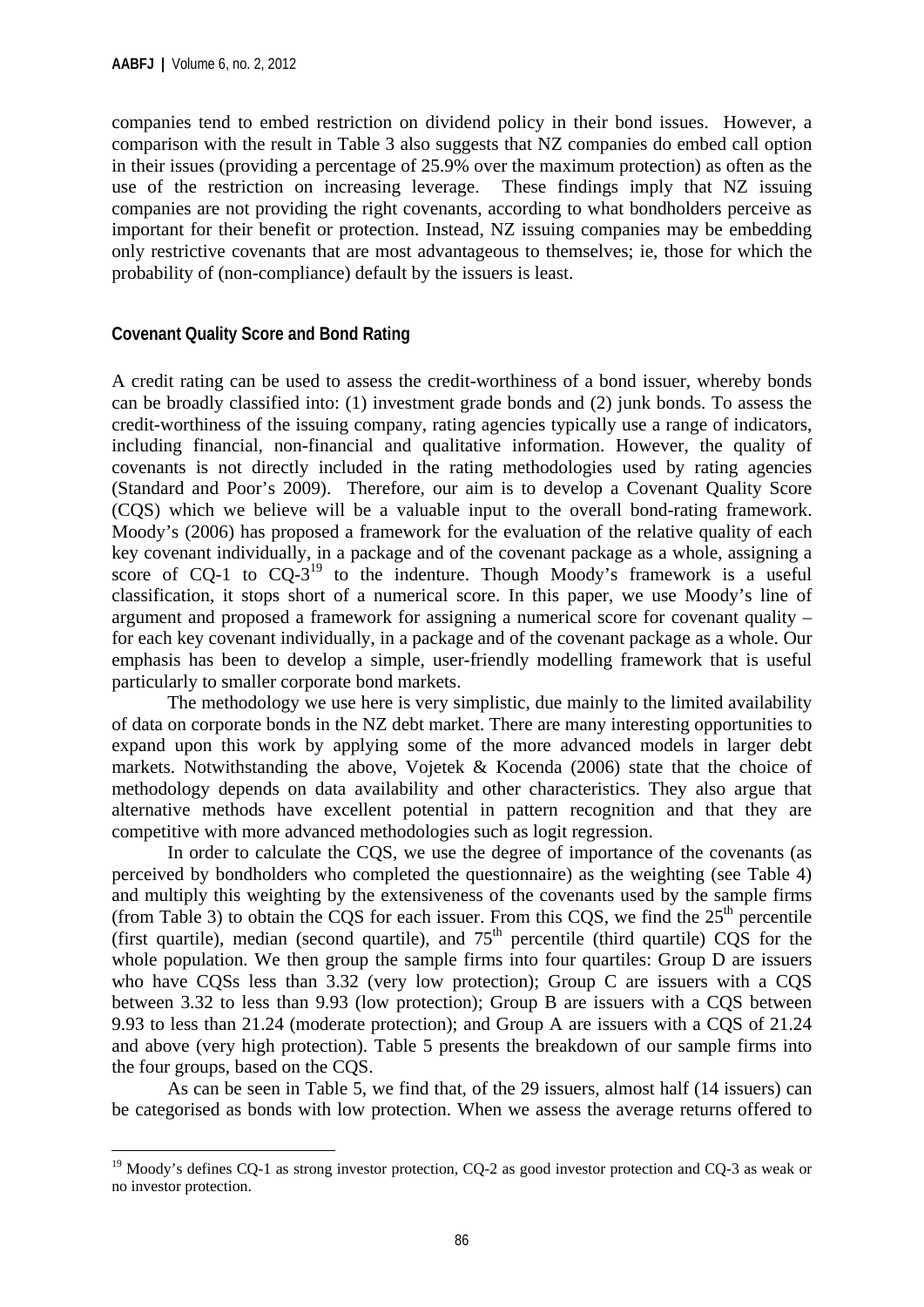companies tend to embed restriction on dividend policy in their bond issues. However, a comparison with the result in Table 3 also suggests that NZ companies do embed call option in their issues (providing a percentage of 25.9% over the maximum protection) as often as the use of the restriction on increasing leverage. These findings imply that NZ issuing companies are not providing the right covenants, according to what bondholders perceive as important for their benefit or protection. Instead, NZ issuing companies may be embedding only restrictive covenants that are most advantageous to themselves; ie, those for which the probability of (non-compliance) default by the issuers is least.

### Covenant Quality Score and Bond Rating

A credit rating can be used to assess the credit-worthiness of a bond issuer, whereby bonds can be broadly classified into: (1) investment grade bonds and (2) junk bonds. To assess the credit-worthiness of the issuing company, rating agencies typically use a range of indicators, including financial, non-financial and qualitative information. However, the quality of covenants is not directly included in the rating methodologies used by rating agencies (Standard and Poor's 2009). Therefore, our aim is to develop a Covenant Quality Score (CQS) which we believe will be a valuable input to the overall bond-rating framework. Moody's (2006) has proposed a framework for the evaluation of the relative quality of each key covenant individually, in a package and of the covenant package as a whole, assigning a score of CQ-1 to CQ-3[19] to the indenture. Though Moody's framework is a useful classification, it stops short of a numerical score. In this paper, we use Moody's line of argument and proposed a framework for assigning a numerical score for covenant quality – for each key covenant individually, in a package and of the covenant package as a whole. Our emphasis has been to develop a simple, user-friendly modelling framework that is useful particularly to smaller corporate bond markets.

The methodology we use here is very simplistic, due mainly to the limited availability of data on corporate bonds in the NZ debt market. There are many interesting opportunities to expand upon this work by applying some of the more advanced models in larger debt markets. Notwithstanding the above, Vojetek & Kocenda (2006) state that the choice of methodology depends on data availability and other characteristics. They also argue that alternative methods have excellent potential in pattern recognition and that they are competitive with more advanced methodologies such as logit regression.

In order to calculate the CQS, we use the degree of importance of the covenants (as perceived by bondholders who completed the questionnaire) as the weighting (see Table 4) and multiply this weighting by the extensiveness of the covenants used by the sample firms (from Table 3) to obtain the CQS for each issuer. From this CQS, we find the 25th percentile (first quartile), median (second quartile), and 75th percentile (third quartile) CQS for the whole population. We then group the sample firms into four quartiles: Group D are issuers who have CQSs less than 3.32 (very low protection); Group C are issuers with a CQS between 3.32 to less than 9.93 (low protection); Group B are issuers with a CQS between 9.93 to less than 21.24 (moderate protection); and Group A are issuers with a CQS of 21.24 and above (very high protection). Table 5 presents the breakdown of our sample firms into the four groups, based on the CQS.

As can be seen in Table 5, we find that, of the 29 issuers, almost half (14 issuers) can be categorised as bonds with low protection. When we assess the average returns offered to

[19] Moody's defines CQ-1 as strong investor protection, CQ-2 as good investor protection and CQ-3 as weak or no investor protection.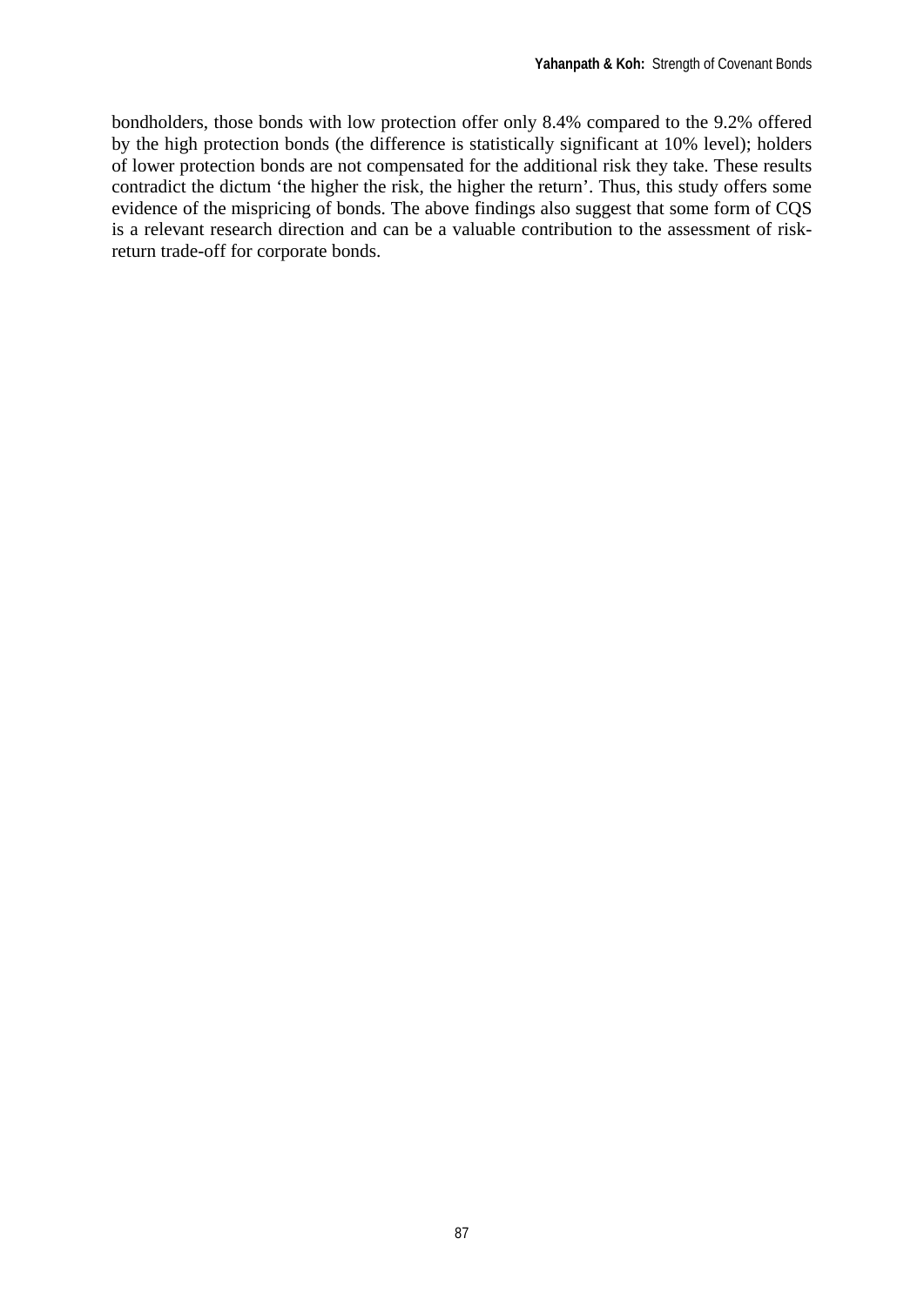bondholders, those bonds with low protection offer only 8.4% compared to the 9.2% offered by the high protection bonds (the difference is statistically significant at 10% level); holders of lower protection bonds are not compensated for the additional risk they take. These results contradict the dictum 'the higher the risk, the higher the return'. Thus, this study offers some evidence of the mispricing of bonds. The above findings also suggest that some form of CQS is a relevant research direction and can be a valuable contribution to the assessment of risk-return trade-off for corporate bonds.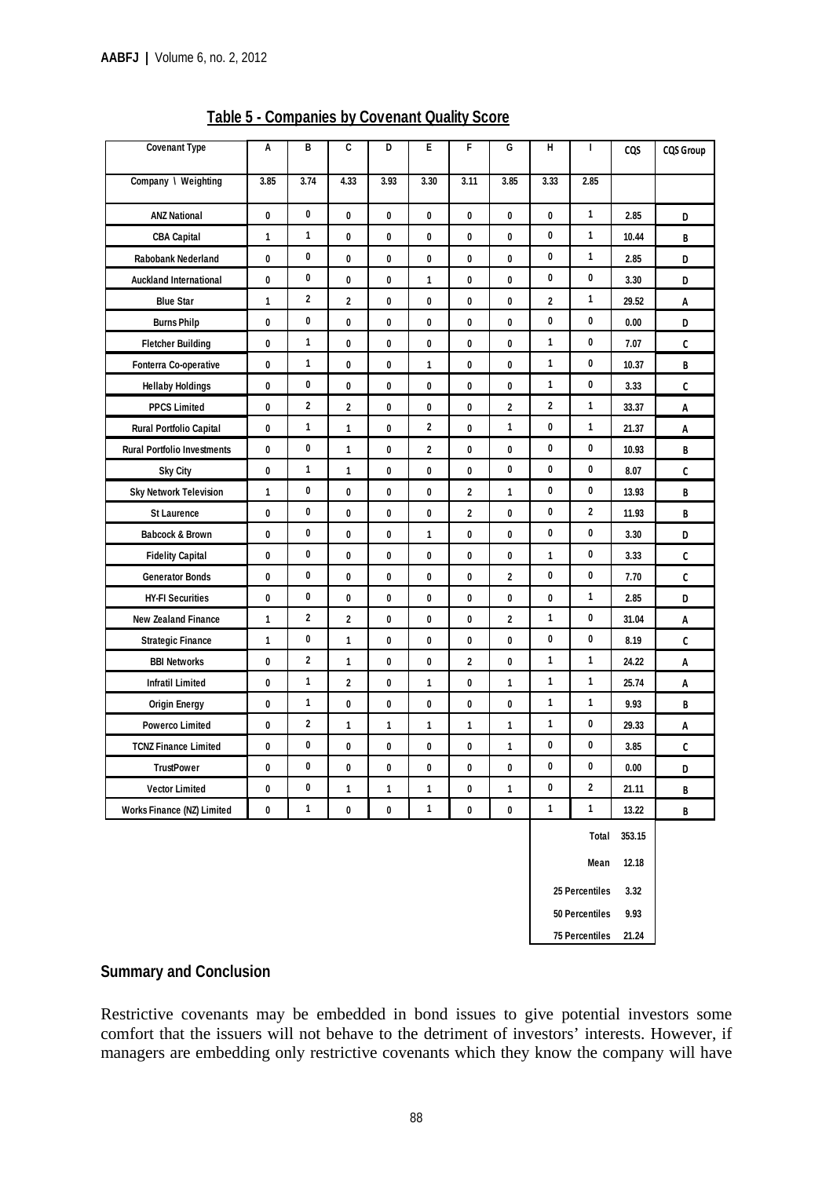## Table 5 - Companies by Covenant Quality Score

| Covenant Type | A | B | C | D | E | F | G | H | I | CQS | CQS Group |
|---|---|---|---|---|---|---|---|---|---|---|---|
| Company \ Weighting | 3.85 | 3.74 | 4.33 | 3.93 | 3.30 | 3.11 | 3.85 | 3.33 | 2.85 | | |
| ANZ National | 0 | 0 | 0 | 0 | 0 | 0 | 0 | 0 | 1 | 2.85 | D |
| CBA Capital | 1 | 1 | 0 | 0 | 0 | 0 | 0 | 0 | 1 | 10.44 | B |
| Rabobank Nederland | 0 | 0 | 0 | 0 | 0 | 0 | 0 | 0 | 1 | 2.85 | D |
| Auckland International | 0 | 0 | 0 | 0 | 1 | 0 | 0 | 0 | 0 | 3.30 | D |
| Blue Star | 1 | 2 | 2 | 0 | 0 | 0 | 0 | 2 | 1 | 29.52 | A |
| Burns Philp | 0 | 0 | 0 | 0 | 0 | 0 | 0 | 0 | 0 | 0.00 | D |
| Fletcher Building | 0 | 1 | 0 | 0 | 0 | 0 | 0 | 1 | 0 | 7.07 | C |
| Fonterra Co-operative | 0 | 1 | 0 | 0 | 1 | 0 | 0 | 1 | 0 | 10.37 | B |
| Hellaby Holdings | 0 | 0 | 0 | 0 | 0 | 0 | 0 | 1 | 0 | 3.33 | C |
| PPCS Limited | 0 | 2 | 2 | 0 | 0 | 0 | 2 | 2 | 1 | 33.37 | A |
| Rural Portfolio Capital | 0 | 1 | 1 | 0 | 2 | 0 | 1 | 0 | 1 | 21.37 | A |
| Rural Portfolio Investments | 0 | 0 | 1 | 0 | 2 | 0 | 0 | 0 | 0 | 10.93 | B |
| Sky City | 0 | 1 | 1 | 0 | 0 | 0 | 0 | 0 | 0 | 8.07 | C |
| Sky Network Television | 1 | 0 | 0 | 0 | 0 | 2 | 1 | 0 | 0 | 13.93 | B |
| St Laurence | 0 | 0 | 0 | 0 | 0 | 2 | 0 | 0 | 2 | 11.93 | B |
| Babcock & Brown | 0 | 0 | 0 | 0 | 1 | 0 | 0 | 0 | 0 | 3.30 | D |
| Fidelity Capital | 0 | 0 | 0 | 0 | 0 | 0 | 0 | 1 | 0 | 3.33 | C |
| Generator Bonds | 0 | 0 | 0 | 0 | 0 | 0 | 2 | 0 | 0 | 7.70 | C |
| HY-FI Securities | 0 | 0 | 0 | 0 | 0 | 0 | 0 | 0 | 1 | 2.85 | D |
| New Zealand Finance | 1 | 2 | 2 | 0 | 0 | 0 | 2 | 1 | 0 | 31.04 | A |
| Strategic Finance | 1 | 0 | 1 | 0 | 0 | 0 | 0 | 0 | 0 | 8.19 | C |
| BBI Networks | 0 | 2 | 1 | 0 | 0 | 2 | 0 | 1 | 1 | 24.22 | A |
| Infratil Limited | 0 | 1 | 2 | 0 | 1 | 0 | 1 | 1 | 1 | 25.74 | A |
| Origin Energy | 0 | 1 | 0 | 0 | 0 | 0 | 0 | 1 | 1 | 9.93 | B |
| Powerco Limited | 0 | 2 | 1 | 1 | 1 | 1 | 1 | 1 | 0 | 29.33 | A |
| TCNZ Finance Limited | 0 | 0 | 0 | 0 | 0 | 0 | 1 | 0 | 0 | 3.85 | C |
| TrustPower | 0 | 0 | 0 | 0 | 0 | 0 | 0 | 0 | 0 | 0.00 | D |
| Vector Limited | 0 | 0 | 1 | 1 | 1 | 0 | 1 | 0 | 2 | 21.11 | B |
| Works Finance (NZ) Limited | 0 | 1 | 0 | 0 | 1 | 0 | 0 | 1 | 1 | 13.22 | B |
| | | | | | | | | | Total | 353.15 | |
| | | | | | | | | | Mean | 12.18 | |
| | | | | | | | | | 25 Percentiles | 3.32 | |
| | | | | | | | | | 50 Percentiles | 9.93 | |
| | | | | | | | | | 75 Percentiles | 21.24 | |

## Summary and Conclusion

Restrictive covenants may be embedded in bond issues to give potential investors some comfort that the issuers will not behave to the detriment of investors' interests. However, if managers are embedding only restrictive covenants which they know the company will have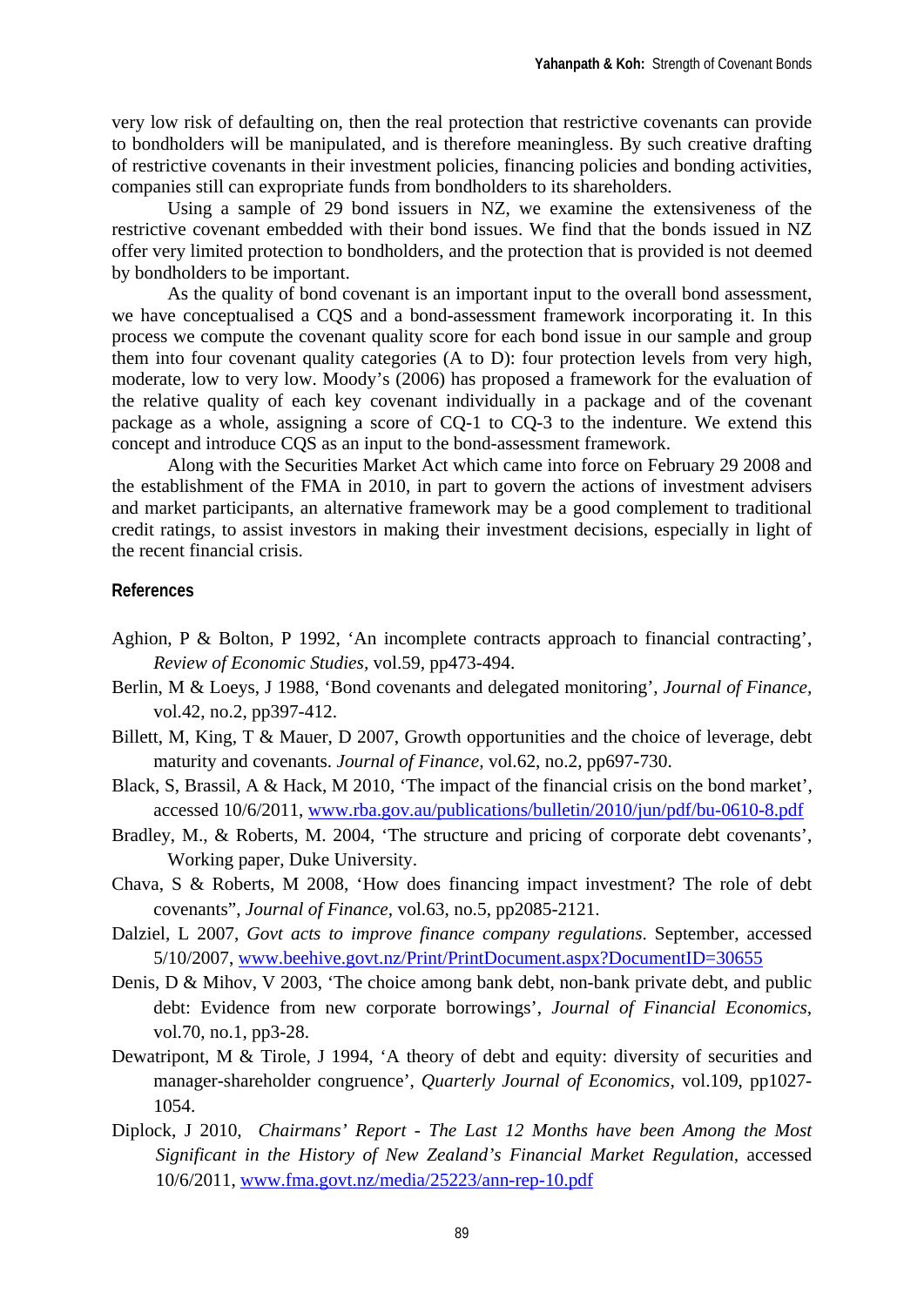very low risk of defaulting on, then the real protection that restrictive covenants can provide to bondholders will be manipulated, and is therefore meaningless. By such creative drafting of restrictive covenants in their investment policies, financing policies and bonding activities, companies still can expropriate funds from bondholders to its shareholders.

Using a sample of 29 bond issuers in NZ, we examine the extensiveness of the restrictive covenant embedded with their bond issues. We find that the bonds issued in NZ offer very limited protection to bondholders, and the protection that is provided is not deemed by bondholders to be important.

As the quality of bond covenant is an important input to the overall bond assessment, we have conceptualised a CQS and a bond-assessment framework incorporating it. In this process we compute the covenant quality score for each bond issue in our sample and group them into four covenant quality categories (A to D): four protection levels from very high, moderate, low to very low. Moody's (2006) has proposed a framework for the evaluation of the relative quality of each key covenant individually in a package and of the covenant package as a whole, assigning a score of CQ-1 to CQ-3 to the indenture. We extend this concept and introduce CQS as an input to the bond-assessment framework.

Along with the Securities Market Act which came into force on February 29 2008 and the establishment of the FMA in 2010, in part to govern the actions of investment advisers and market participants, an alternative framework may be a good complement to traditional credit ratings, to assist investors in making their investment decisions, especially in light of the recent financial crisis.

## References

Aghion, P & Bolton, P 1992, 'An incomplete contracts approach to financial contracting', *Review of Economic Studies*, vol.59, pp473-494.

Berlin, M & Loeys, J 1988, 'Bond covenants and delegated monitoring', *Journal of Finance*, vol.42, no.2, pp397-412.

Billett, M, King, T & Mauer, D 2007, Growth opportunities and the choice of leverage, debt maturity and covenants. *Journal of Finance*, vol.62, no.2, pp697-730.

Black, S, Brassil, A & Hack, M 2010, 'The impact of the financial crisis on the bond market', accessed 10/6/2011, www.rba.gov.au/publications/bulletin/2010/jun/pdf/bu-0610-8.pdf

Bradley, M., & Roberts, M. 2004, 'The structure and pricing of corporate debt covenants', Working paper, Duke University.

Chava, S & Roberts, M 2008, 'How does financing impact investment? The role of debt covenants", *Journal of Finance*, vol.63, no.5, pp2085-2121.

Dalziel, L 2007, *Govt acts to improve finance company regulations*. September, accessed 5/10/2007, www.beehive.govt.nz/Print/PrintDocument.aspx?DocumentID=30655

Denis, D & Mihov, V 2003, 'The choice among bank debt, non-bank private debt, and public debt: Evidence from new corporate borrowings', *Journal of Financial Economics*, vol.70, no.1, pp3-28.

Dewatripont, M & Tirole, J 1994, 'A theory of debt and equity: diversity of securities and manager-shareholder congruence', *Quarterly Journal of Economics*, vol.109, pp1027-1054.

Diplock, J 2010, *Chairmans' Report - The Last 12 Months have been Among the Most Significant in the History of New Zealand's Financial Market Regulation*, accessed 10/6/2011, www.fma.govt.nz/media/25223/ann-rep-10.pdf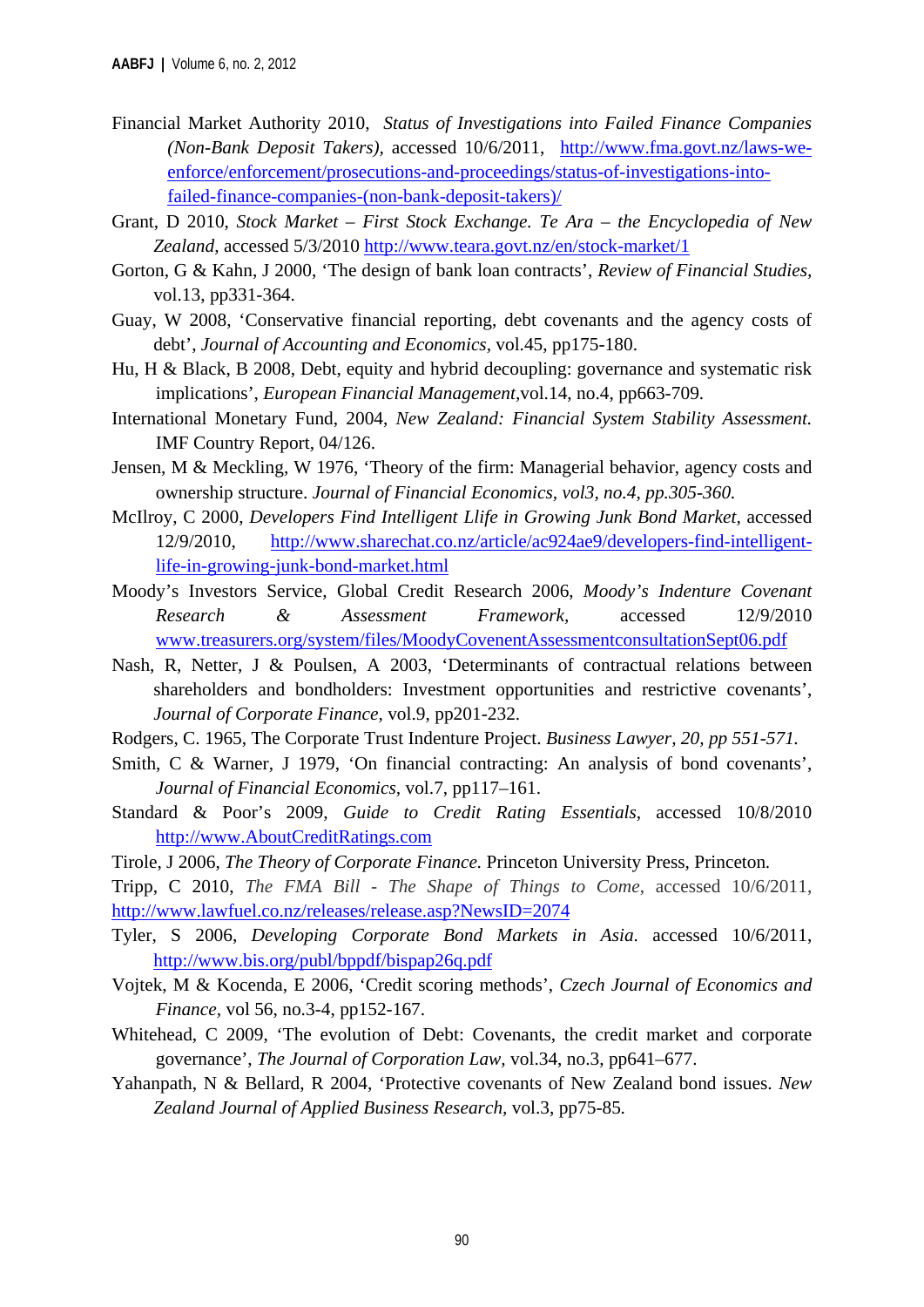Financial Market Authority 2010, *Status of Investigations into Failed Finance Companies (Non-Bank Deposit Takers)*, accessed 10/6/2011, http://www.fma.govt.nz/laws-we-enforce/enforcement/prosecutions-and-proceedings/status-of-investigations-into-failed-finance-companies-(non-bank-deposit-takers)/

Grant, D 2010, *Stock Market – First Stock Exchange. Te Ara – the Encyclopedia of New Zealand*, accessed 5/3/2010 http://www.teara.govt.nz/en/stock-market/1

Gorton, G & Kahn, J 2000, 'The design of bank loan contracts', *Review of Financial Studies*, vol.13, pp331-364.

Guay, W 2008, 'Conservative financial reporting, debt covenants and the agency costs of debt', *Journal of Accounting and Economics*, vol.45, pp175-180.

Hu, H & Black, B 2008, Debt, equity and hybrid decoupling: governance and systematic risk implications', *European Financial Management*,vol.14, no.4, pp663-709.

International Monetary Fund, 2004, *New Zealand: Financial System Stability Assessment.* IMF Country Report, 04/126.

Jensen, M & Meckling, W 1976, 'Theory of the firm: Managerial behavior, agency costs and ownership structure. *Journal of Financial Economics, vol3, no.4, pp.305-360.*

McIlroy, C 2000, *Developers Find Intelligent Llife in Growing Junk Bond Market*, accessed 12/9/2010, http://www.sharechat.co.nz/article/ac924ae9/developers-find-intelligent-life-in-growing-junk-bond-market.html

Moody's Investors Service, Global Credit Research 2006, *Moody's Indenture Covenant Research & Assessment Framework*, accessed 12/9/2010 www.treasurers.org/system/files/MoodyCovenentAssessmentconsultationSept06.pdf

Nash, R, Netter, J & Poulsen, A 2003, 'Determinants of contractual relations between shareholders and bondholders: Investment opportunities and restrictive covenants', *Journal of Corporate Finance*, vol.9, pp201-232.

Rodgers, C. 1965, The Corporate Trust Indenture Project. *Business Lawyer, 20, pp 551-571.*

Smith, C & Warner, J 1979, 'On financial contracting: An analysis of bond covenants', *Journal of Financial Economics*, vol.7, pp117–161.

Standard & Poor's 2009, *Guide to Credit Rating Essentials*, accessed 10/8/2010 http://www.AboutCreditRatings.com

Tirole, J 2006, *The Theory of Corporate Finance.* Princeton University Press, Princeton.

Tripp, C 2010, *The FMA Bill - The Shape of Things to Come*, accessed 10/6/2011, http://www.lawfuel.co.nz/releases/release.asp?NewsID=2074

Tyler, S 2006, *Developing Corporate Bond Markets in Asia.* accessed 10/6/2011, http://www.bis.org/publ/bppdf/bispap26q.pdf

Vojtek, M & Kocenda, E 2006, 'Credit scoring methods', *Czech Journal of Economics and Finance*, vol 56, no.3-4, pp152-167.

Whitehead, C 2009, 'The evolution of Debt: Covenants, the credit market and corporate governance', *The Journal of Corporation Law*, vol.34, no.3, pp641–677.

Yahanpath, N & Bellard, R 2004, 'Protective covenants of New Zealand bond issues. *New Zealand Journal of Applied Business Research*, vol.3, pp75-85.